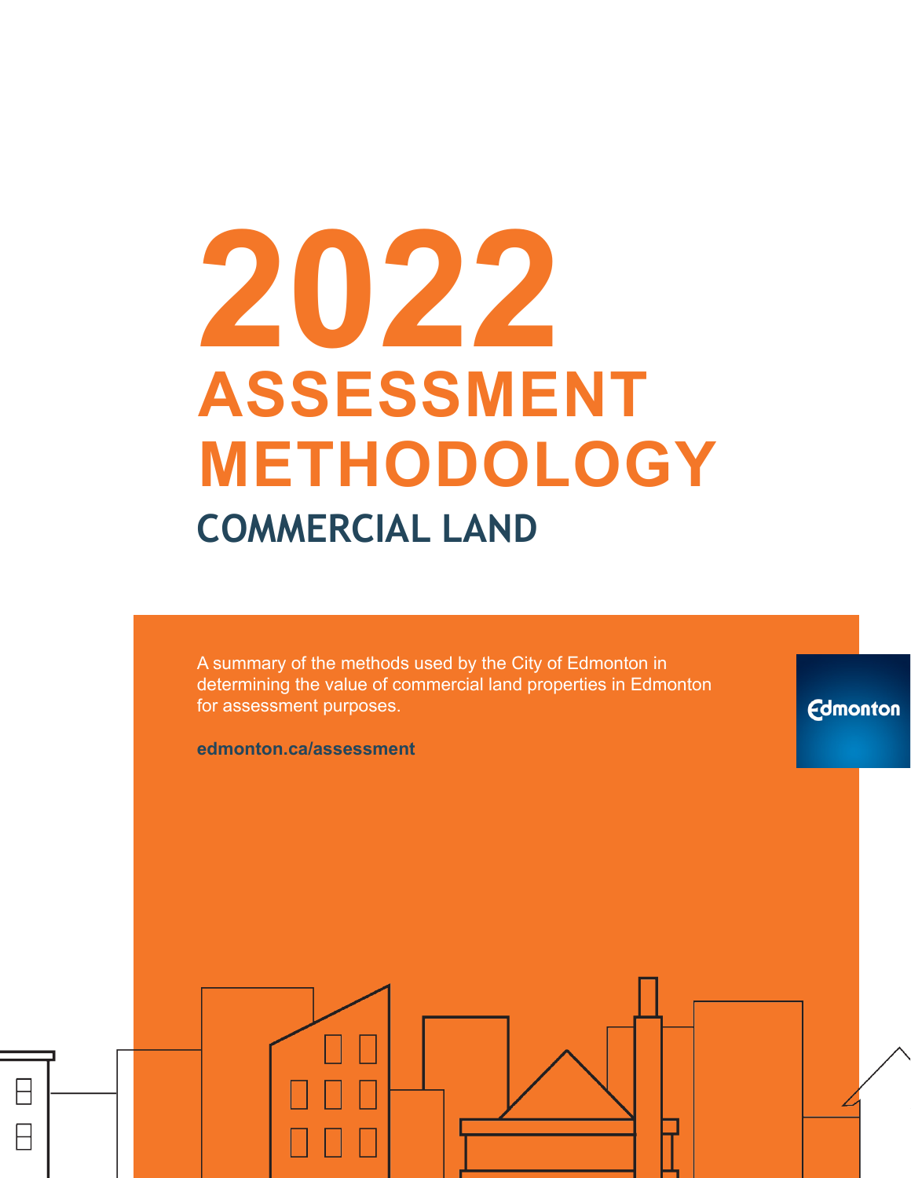# 2022 ASSESSMENT METHODOLOGY

## COMMERCIAL LAND

A summary of the methods used by the City of Edmonton in determining the value of commercial land properties in Edmonton for assessment purposes.

**edmonton.ca/assessment**

Edmonton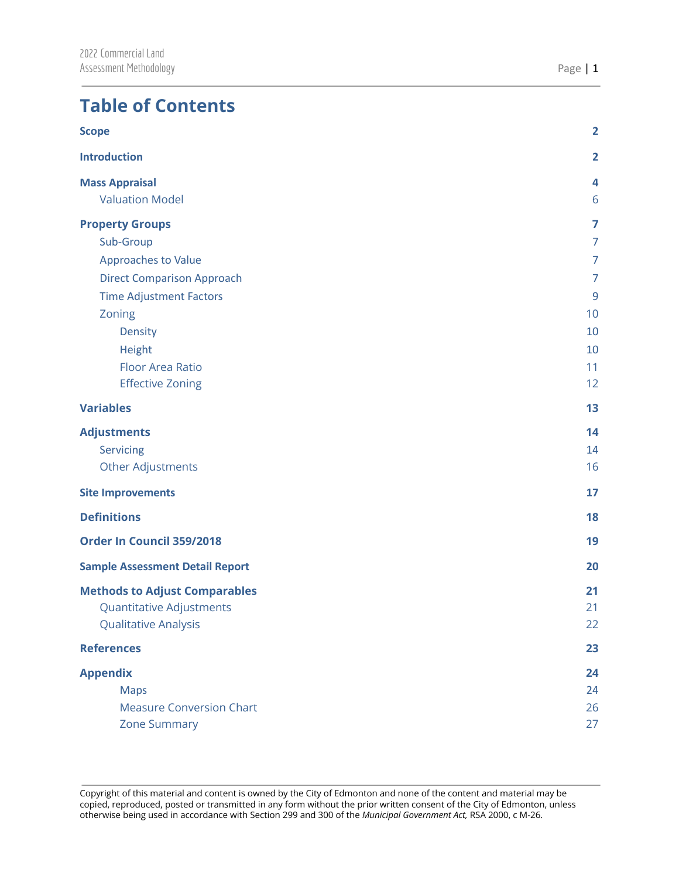# Table of Contents

| | |
|---|---|
| **Scope** | **2** |
| **Introduction** | **2** |
| **Mass Appraisal** | **4** |
| Valuation Model | 6 |
| **Property Groups** | **7** |
| Sub-Group | 7 |
| Approaches to Value | 7 |
| Direct Comparison Approach | 7 |
| Time Adjustment Factors | 9 |
| Zoning | 10 |
| Density | 10 |
| Height | 10 |
| Floor Area Ratio | 11 |
| Effective Zoning | 12 |
| **Variables** | **13** |
| **Adjustments** | **14** |
| Servicing | 14 |
| Other Adjustments | 16 |
| **Site Improvements** | **17** |
| **Definitions** | **18** |
| **Order In Council 359/2018** | **19** |
| **Sample Assessment Detail Report** | **20** |
| **Methods to Adjust Comparables** | **21** |
| Quantitative Adjustments | 21 |
| Qualitative Analysis | 22 |
| **References** | **23** |
| **Appendix** | **24** |
| Maps | 24 |
| Measure Conversion Chart | 26 |
| Zone Summary | 27 |

Copyright of this material and content is owned by the City of Edmonton and none of the content and material may be copied, reproduced, posted or transmitted in any form without the prior written consent of the City of Edmonton, unless otherwise being used in accordance with Section 299 and 300 of the *Municipal Government Act,* RSA 2000, c M-26.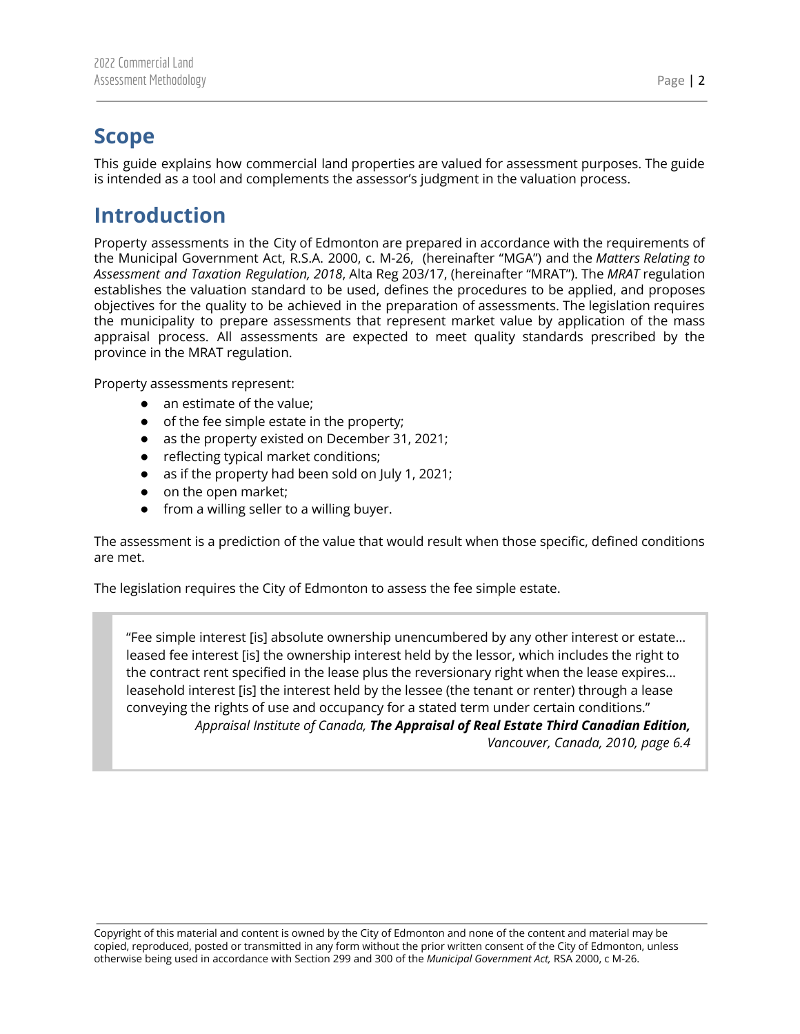# Scope

This guide explains how commercial land properties are valued for assessment purposes. The guide is intended as a tool and complements the assessor's judgment in the valuation process.

# Introduction

Property assessments in the City of Edmonton are prepared in accordance with the requirements of the Municipal Government Act, R.S.A. 2000, c. M-26, (hereinafter "MGA") and the *Matters Relating to Assessment and Taxation Regulation, 2018*, Alta Reg 203/17, (hereinafter "MRAT"). The *MRAT* regulation establishes the valuation standard to be used, defines the procedures to be applied, and proposes objectives for the quality to be achieved in the preparation of assessments. The legislation requires the municipality to prepare assessments that represent market value by application of the mass appraisal process. All assessments are expected to meet quality standards prescribed by the province in the MRAT regulation.

Property assessments represent:

- an estimate of the value;
- of the fee simple estate in the property;
- as the property existed on December 31, 2021;
- reflecting typical market conditions;
- as if the property had been sold on July 1, 2021;
- on the open market;
- from a willing seller to a willing buyer.

The assessment is a prediction of the value that would result when those specific, defined conditions are met.

The legislation requires the City of Edmonton to assess the fee simple estate.

> "Fee simple interest [is] absolute ownership unencumbered by any other interest or estate… leased fee interest [is] the ownership interest held by the lessor, which includes the right to the contract rent specified in the lease plus the reversionary right when the lease expires… leasehold interest [is] the interest held by the lessee (the tenant or renter) through a lease conveying the rights of use and occupancy for a stated term under certain conditions."
>
> *Appraisal Institute of Canada, **The Appraisal of Real Estate Third Canadian Edition,** Vancouver, Canada, 2010, page 6.4*

Copyright of this material and content is owned by the City of Edmonton and none of the content and material may be copied, reproduced, posted or transmitted in any form without the prior written consent of the City of Edmonton, unless otherwise being used in accordance with Section 299 and 300 of the *Municipal Government Act,* RSA 2000, c M-26.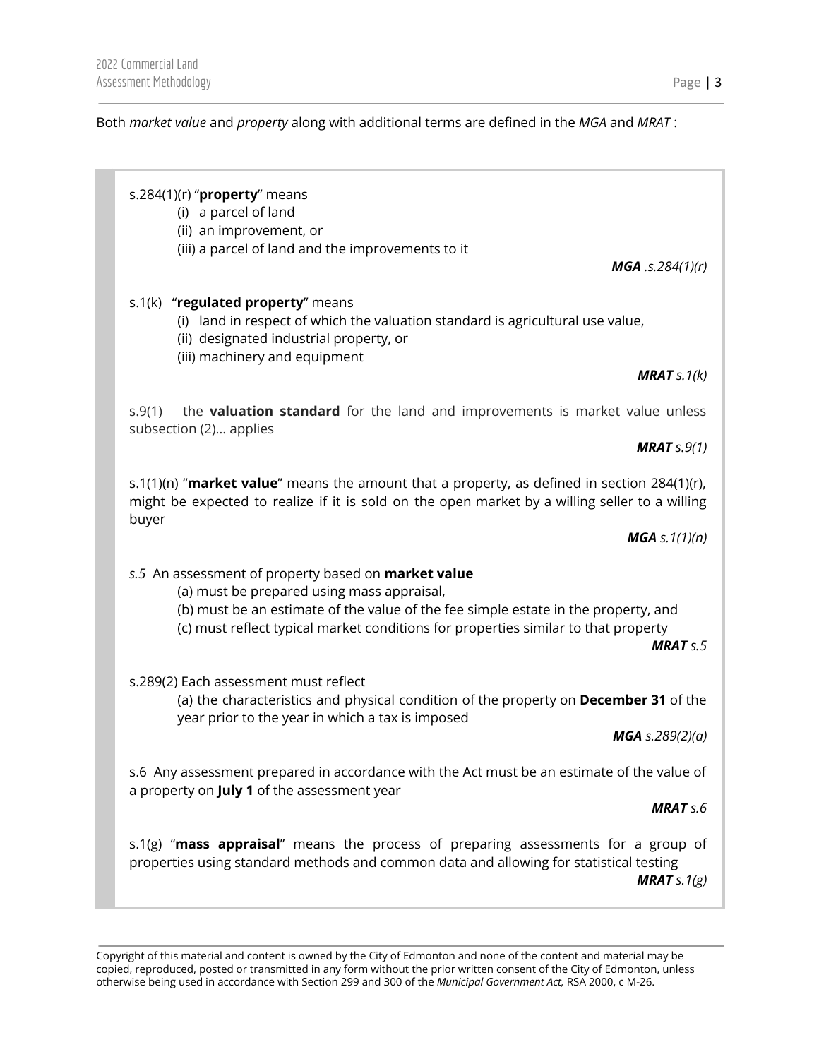Both *market value* and *property* along with additional terms are defined in the *MGA* and *MRAT* :

> s.284(1)(r) "**property**" means
> (i) a parcel of land
> (ii) an improvement, or
> (iii) a parcel of land and the improvements to it
>
> ***MGA** .s.284(1)(r)*
>
> s.1(k) "**regulated property**" means
> (i) land in respect of which the valuation standard is agricultural use value,
> (ii) designated industrial property, or
> (iii) machinery and equipment
>
> ***MRAT** s.1(k)*
>
> s.9(1) the **valuation standard** for the land and improvements is market value unless subsection (2)… applies
>
> ***MRAT** s.9(1)*
>
> s.1(1)(n) "**market value**" means the amount that a property, as defined in section 284(1)(r), might be expected to realize if it is sold on the open market by a willing seller to a willing buyer
>
> ***MGA** s.1(1)(n)*
>
> *s.5* An assessment of property based on **market value**
> (a) must be prepared using mass appraisal,
> (b) must be an estimate of the value of the fee simple estate in the property, and
> (c) must reflect typical market conditions for properties similar to that property
>
> ***MRAT** s.5*
>
> s.289(2) Each assessment must reflect
> (a) the characteristics and physical condition of the property on **December 31** of the year prior to the year in which a tax is imposed
>
> ***MGA** s.289(2)(a)*
>
> s.6 Any assessment prepared in accordance with the Act must be an estimate of the value of a property on **July 1** of the assessment year
>
> ***MRAT** s.6*
>
> s.1(g) "**mass appraisal**" means the process of preparing assessments for a group of properties using standard methods and common data and allowing for statistical testing
>
> ***MRAT** s.1(g)*

Copyright of this material and content is owned by the City of Edmonton and none of the content and material may be copied, reproduced, posted or transmitted in any form without the prior written consent of the City of Edmonton, unless otherwise being used in accordance with Section 299 and 300 of the *Municipal Government Act,* RSA 2000, c M-26.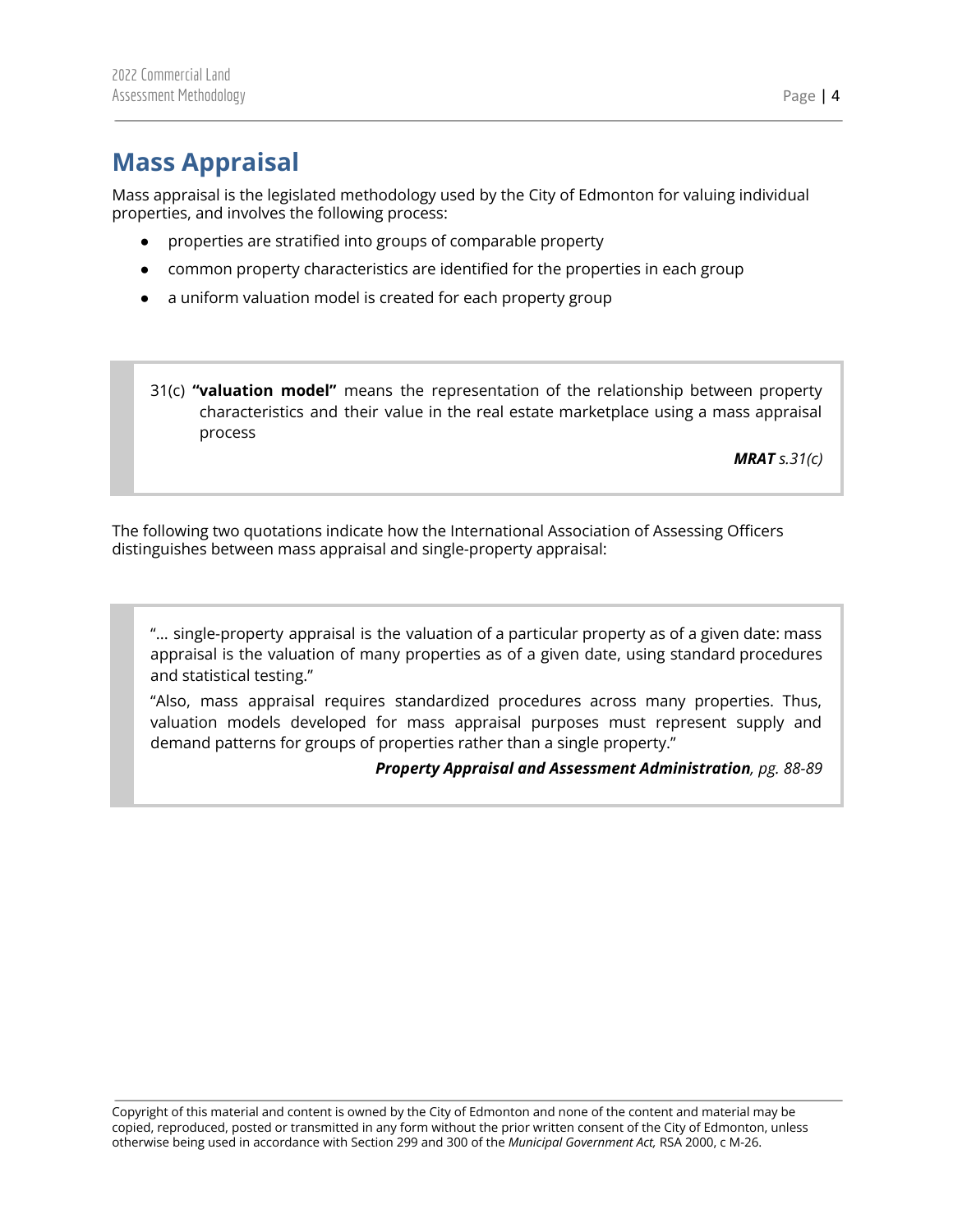# Mass Appraisal

Mass appraisal is the legislated methodology used by the City of Edmonton for valuing individual properties, and involves the following process:

- properties are stratified into groups of comparable property
- common property characteristics are identified for the properties in each group
- a uniform valuation model is created for each property group

> 31(c) **"valuation model"** means the representation of the relationship between property characteristics and their value in the real estate marketplace using a mass appraisal process
>
> ***MRAT*** *s.31(c)*

The following two quotations indicate how the International Association of Assessing Officers distinguishes between mass appraisal and single-property appraisal:

> "... single-property appraisal is the valuation of a particular property as of a given date: mass appraisal is the valuation of many properties as of a given date, using standard procedures and statistical testing."
>
> "Also, mass appraisal requires standardized procedures across many properties. Thus, valuation models developed for mass appraisal purposes must represent supply and demand patterns for groups of properties rather than a single property."
>
> ***Property Appraisal and Assessment Administration****, pg. 88-89*

Copyright of this material and content is owned by the City of Edmonton and none of the content and material may be copied, reproduced, posted or transmitted in any form without the prior written consent of the City of Edmonton, unless otherwise being used in accordance with Section 299 and 300 of the *Municipal Government Act,* RSA 2000, c M-26.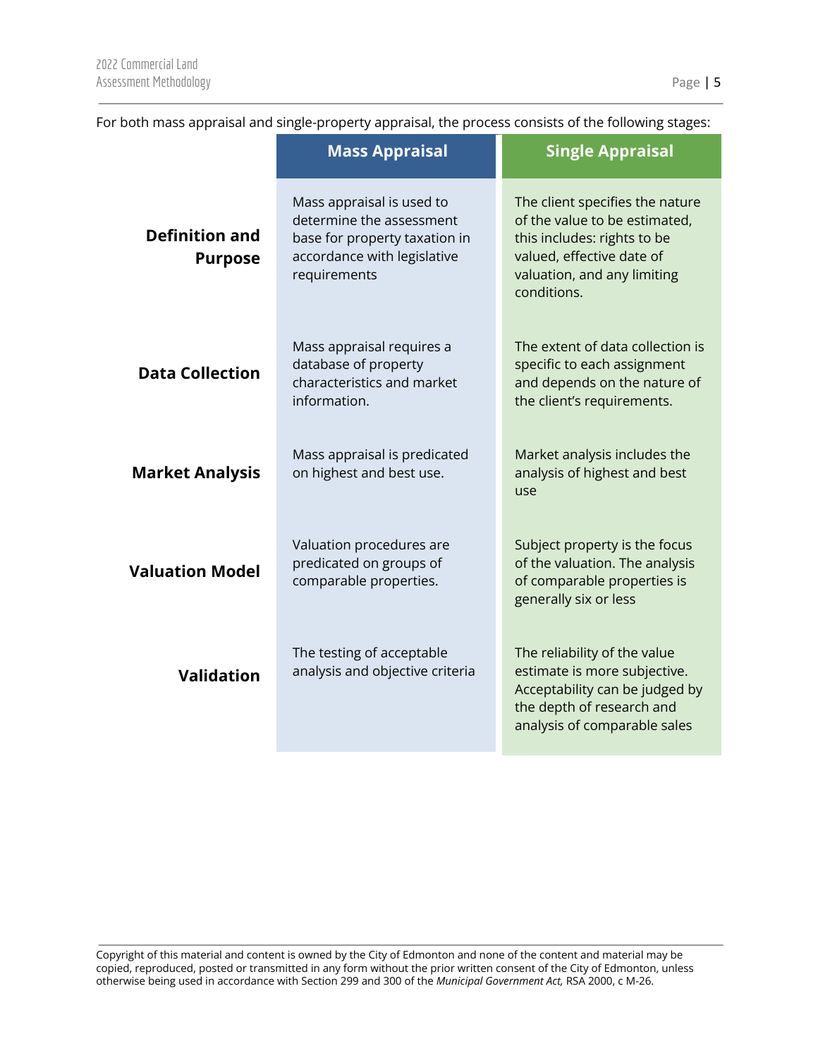For both mass appraisal and single-property appraisal, the process consists of the following stages:

| | Mass Appraisal | Single Appraisal |
|---|---|---|
| **Definition and Purpose** | Mass appraisal is used to determine the assessment base for property taxation in accordance with legislative requirements | The client specifies the nature of the value to be estimated, this includes: rights to be valued, effective date of valuation, and any limiting conditions. |
| **Data Collection** | Mass appraisal requires a database of property characteristics and market information. | The extent of data collection is specific to each assignment and depends on the nature of the client's requirements. |
| **Market Analysis** | Mass appraisal is predicated on highest and best use. | Market analysis includes the analysis of highest and best use |
| **Valuation Model** | Valuation procedures are predicated on groups of comparable properties. | Subject property is the focus of the valuation. The analysis of comparable properties is generally six or less |
| **Validation** | The testing of acceptable analysis and objective criteria | The reliability of the value estimate is more subjective. Acceptability can be judged by the depth of research and analysis of comparable sales |

Copyright of this material and content is owned by the City of Edmonton and none of the content and material may be copied, reproduced, posted or transmitted in any form without the prior written consent of the City of Edmonton, unless otherwise being used in accordance with Section 299 and 300 of the *Municipal Government Act,* RSA 2000, c M-26.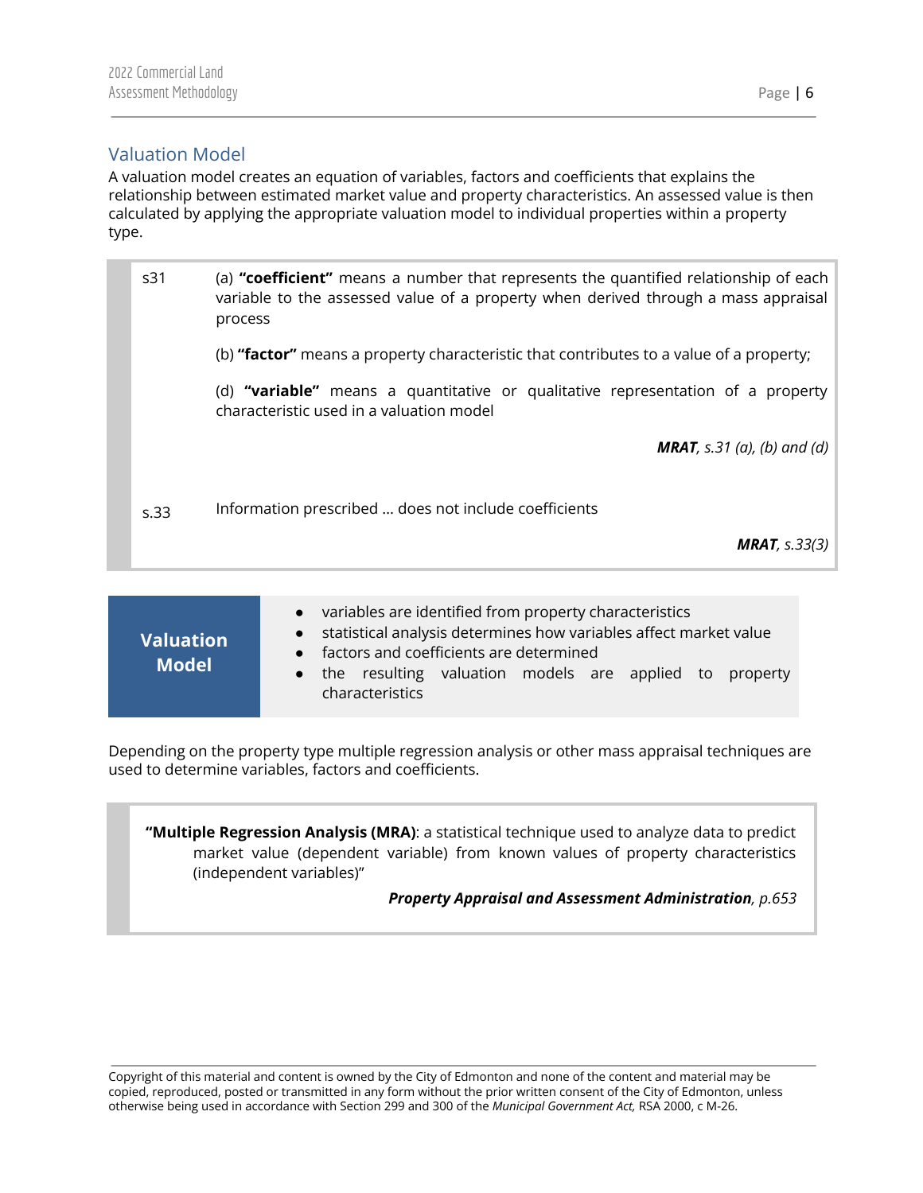## Valuation Model

A valuation model creates an equation of variables, factors and coefficients that explains the relationship between estimated market value and property characteristics. An assessed value is then calculated by applying the appropriate valuation model to individual properties within a property type.

> s31 (a) **"coefficient"** means a number that represents the quantified relationship of each variable to the assessed value of a property when derived through a mass appraisal process
>
> (b) **"factor"** means a property characteristic that contributes to a value of a property;
>
> (d) **"variable"** means a quantitative or qualitative representation of a property characteristic used in a valuation model
>
> ***MRAT****, s.31 (a), (b) and (d)*
>
> s.33 Information prescribed ... does not include coefficients
>
> ***MRAT****, s.33(3)*

**Valuation Model**

- variables are identified from property characteristics
- statistical analysis determines how variables affect market value
- factors and coefficients are determined
- the resulting valuation models are applied to property characteristics

Depending on the property type multiple regression analysis or other mass appraisal techniques are used to determine variables, factors and coefficients.

> **"Multiple Regression Analysis (MRA)**: a statistical technique used to analyze data to predict market value (dependent variable) from known values of property characteristics (independent variables)"
>
> ***Property Appraisal and Assessment Administration****, p.653*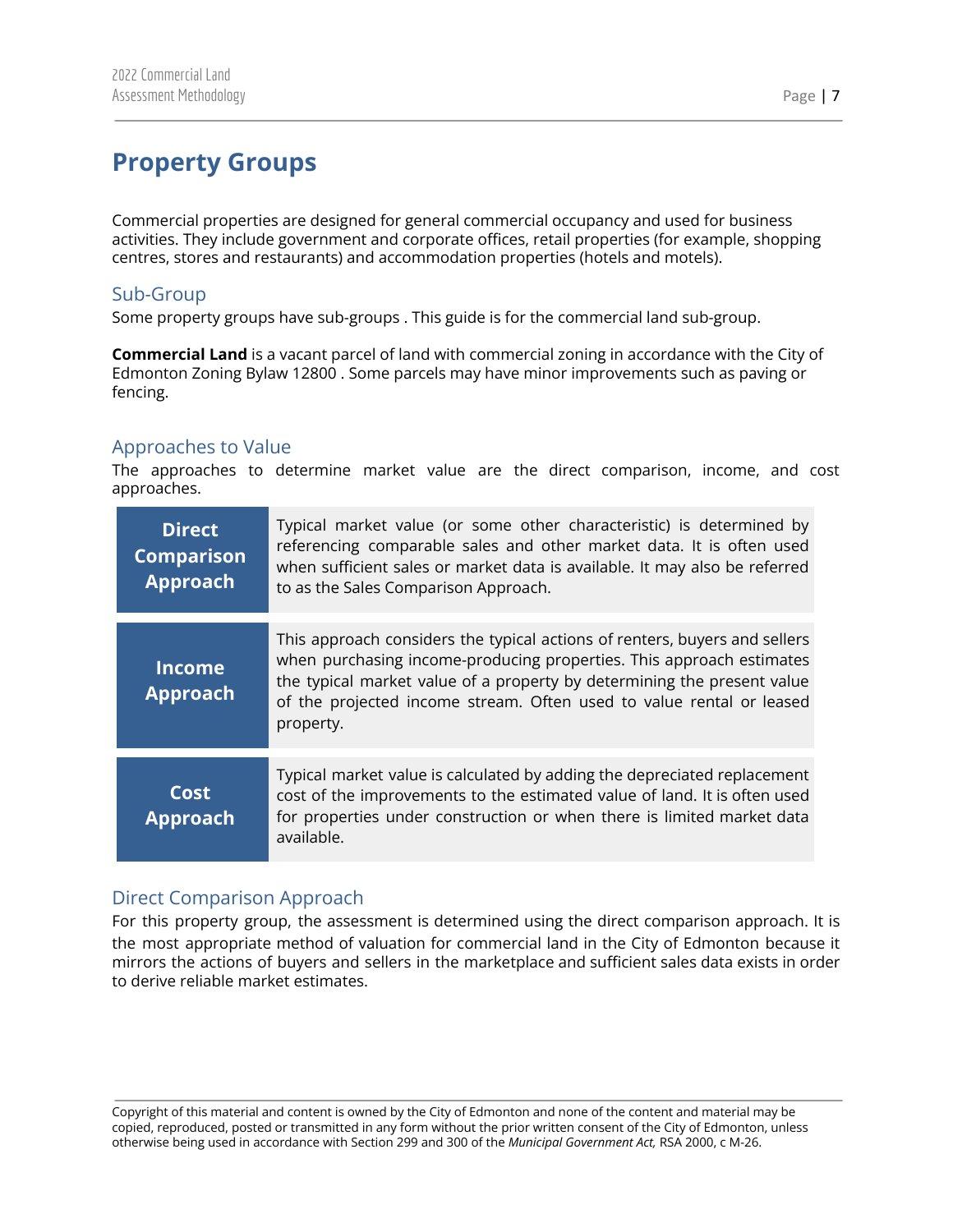# Property Groups

Commercial properties are designed for general commercial occupancy and used for business activities. They include government and corporate offices, retail properties (for example, shopping centres, stores and restaurants) and accommodation properties (hotels and motels).

## Sub-Group

Some property groups have sub-groups . This guide is for the commercial land sub-group.

**Commercial Land** is a vacant parcel of land with commercial zoning in accordance with the City of Edmonton Zoning Bylaw 12800 . Some parcels may have minor improvements such as paving or fencing.

## Approaches to Value

The approaches to determine market value are the direct comparison, income, and cost approaches.

| Approach | Description |
|---|---|
| **Direct Comparison Approach** | Typical market value (or some other characteristic) is determined by referencing comparable sales and other market data. It is often used when sufficient sales or market data is available. It may also be referred to as the Sales Comparison Approach. |
| **Income Approach** | This approach considers the typical actions of renters, buyers and sellers when purchasing income-producing properties. This approach estimates the typical market value of a property by determining the present value of the projected income stream. Often used to value rental or leased property. |
| **Cost Approach** | Typical market value is calculated by adding the depreciated replacement cost of the improvements to the estimated value of land. It is often used for properties under construction or when there is limited market data available. |

## Direct Comparison Approach

For this property group, the assessment is determined using the direct comparison approach. It is the most appropriate method of valuation for commercial land in the City of Edmonton because it mirrors the actions of buyers and sellers in the marketplace and sufficient sales data exists in order to derive reliable market estimates.

Copyright of this material and content is owned by the City of Edmonton and none of the content and material may be copied, reproduced, posted or transmitted in any form without the prior written consent of the City of Edmonton, unless otherwise being used in accordance with Section 299 and 300 of the *Municipal Government Act,* RSA 2000, c M-26.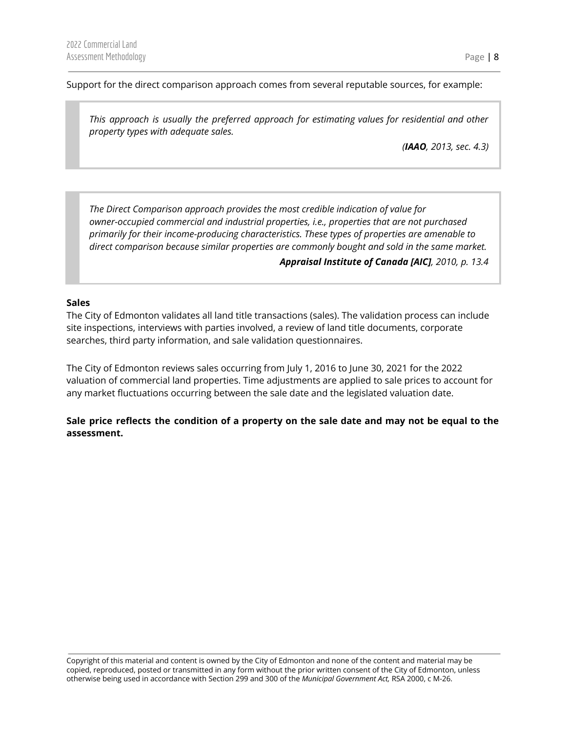Support for the direct comparison approach comes from several reputable sources, for example:

> *This approach is usually the preferred approach for estimating values for residential and other property types with adequate sales.*
>
> *(**IAAO**, 2013, sec. 4.3)*

> *The Direct Comparison approach provides the most credible indication of value for owner-occupied commercial and industrial properties, i.e., properties that are not purchased primarily for their income-producing characteristics. These types of properties are amenable to direct comparison because similar properties are commonly bought and sold in the same market.*
>
> ***Appraisal Institute of Canada [AIC]**, 2010, p. 13.4*

**Sales**

The City of Edmonton validates all land title transactions (sales). The validation process can include site inspections, interviews with parties involved, a review of land title documents, corporate searches, third party information, and sale validation questionnaires.

The City of Edmonton reviews sales occurring from July 1, 2016 to June 30, 2021 for the 2022 valuation of commercial land properties. Time adjustments are applied to sale prices to account for any market fluctuations occurring between the sale date and the legislated valuation date.

**Sale price reflects the condition of a property on the sale date and may not be equal to the assessment.**

Copyright of this material and content is owned by the City of Edmonton and none of the content and material may be copied, reproduced, posted or transmitted in any form without the prior written consent of the City of Edmonton, unless otherwise being used in accordance with Section 299 and 300 of the *Municipal Government Act,* RSA 2000, c M-26.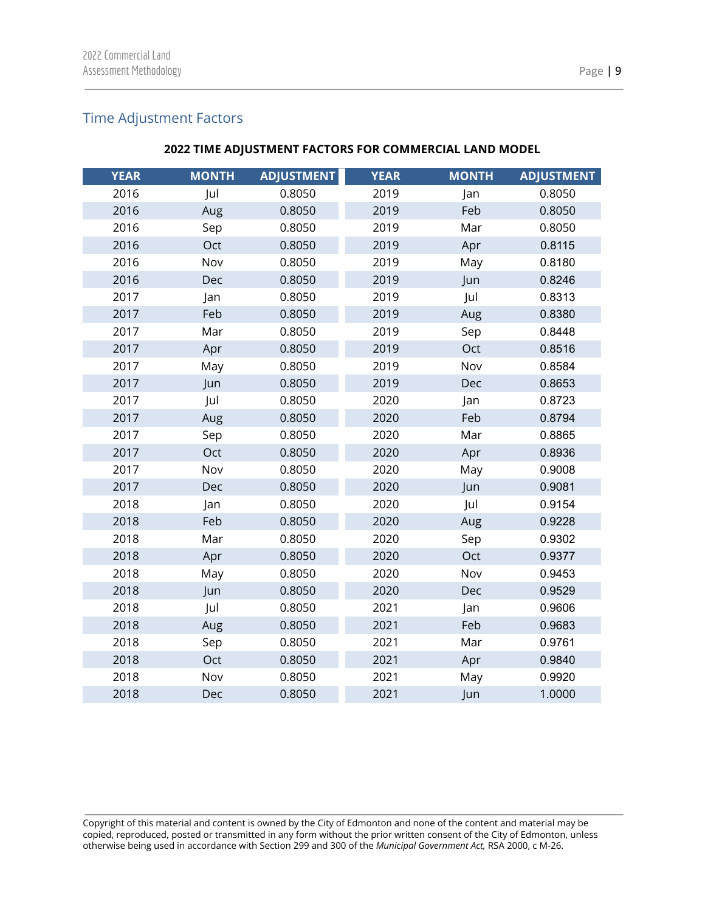## Time Adjustment Factors

**2022 TIME ADJUSTMENT FACTORS FOR COMMERCIAL LAND MODEL**

| YEAR | MONTH | ADJUSTMENT | YEAR | MONTH | ADJUSTMENT |
|---|---|---|---|---|---|
| 2016 | Jul | 0.8050 | 2019 | Jan | 0.8050 |
| 2016 | Aug | 0.8050 | 2019 | Feb | 0.8050 |
| 2016 | Sep | 0.8050 | 2019 | Mar | 0.8050 |
| 2016 | Oct | 0.8050 | 2019 | Apr | 0.8115 |
| 2016 | Nov | 0.8050 | 2019 | May | 0.8180 |
| 2016 | Dec | 0.8050 | 2019 | Jun | 0.8246 |
| 2017 | Jan | 0.8050 | 2019 | Jul | 0.8313 |
| 2017 | Feb | 0.8050 | 2019 | Aug | 0.8380 |
| 2017 | Mar | 0.8050 | 2019 | Sep | 0.8448 |
| 2017 | Apr | 0.8050 | 2019 | Oct | 0.8516 |
| 2017 | May | 0.8050 | 2019 | Nov | 0.8584 |
| 2017 | Jun | 0.8050 | 2019 | Dec | 0.8653 |
| 2017 | Jul | 0.8050 | 2020 | Jan | 0.8723 |
| 2017 | Aug | 0.8050 | 2020 | Feb | 0.8794 |
| 2017 | Sep | 0.8050 | 2020 | Mar | 0.8865 |
| 2017 | Oct | 0.8050 | 2020 | Apr | 0.8936 |
| 2017 | Nov | 0.8050 | 2020 | May | 0.9008 |
| 2017 | Dec | 0.8050 | 2020 | Jun | 0.9081 |
| 2018 | Jan | 0.8050 | 2020 | Jul | 0.9154 |
| 2018 | Feb | 0.8050 | 2020 | Aug | 0.9228 |
| 2018 | Mar | 0.8050 | 2020 | Sep | 0.9302 |
| 2018 | Apr | 0.8050 | 2020 | Oct | 0.9377 |
| 2018 | May | 0.8050 | 2020 | Nov | 0.9453 |
| 2018 | Jun | 0.8050 | 2020 | Dec | 0.9529 |
| 2018 | Jul | 0.8050 | 2021 | Jan | 0.9606 |
| 2018 | Aug | 0.8050 | 2021 | Feb | 0.9683 |
| 2018 | Sep | 0.8050 | 2021 | Mar | 0.9761 |
| 2018 | Oct | 0.8050 | 2021 | Apr | 0.9840 |
| 2018 | Nov | 0.8050 | 2021 | May | 0.9920 |
| 2018 | Dec | 0.8050 | 2021 | Jun | 1.0000 |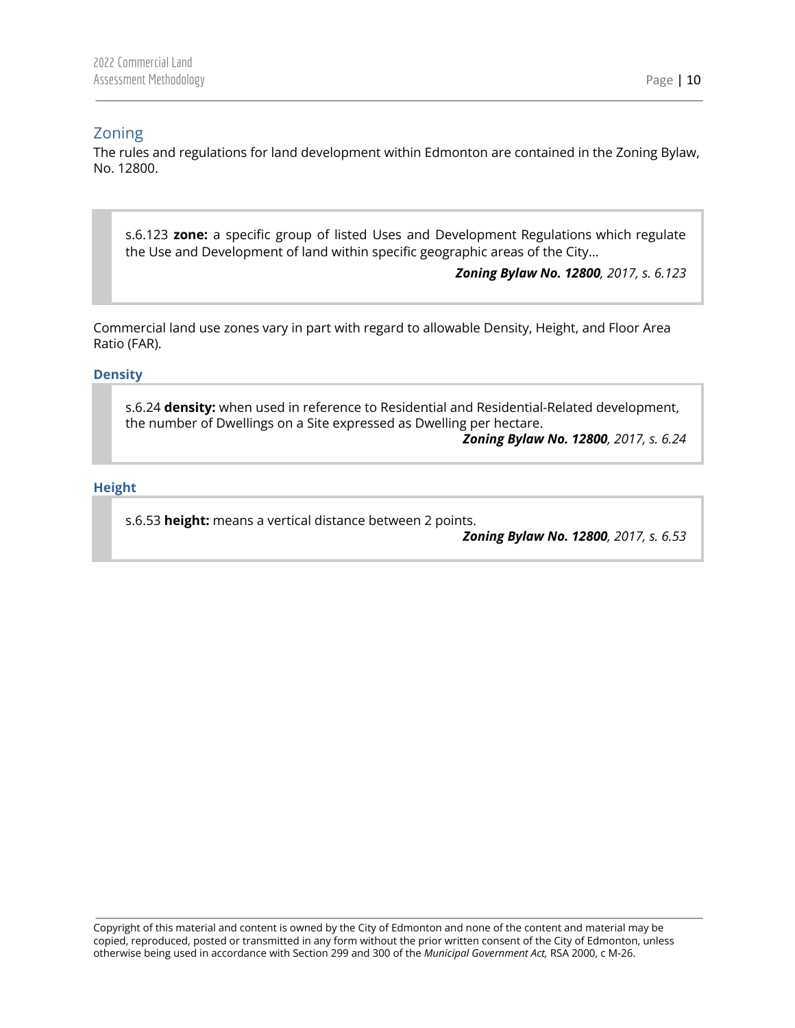## Zoning

The rules and regulations for land development within Edmonton are contained in the Zoning Bylaw, No. 12800.

> s.6.123 **zone:** a specific group of listed Uses and Development Regulations which regulate the Use and Development of land within specific geographic areas of the City...
>
> ***Zoning Bylaw No. 12800****, 2017, s. 6.123*

Commercial land use zones vary in part with regard to allowable Density, Height, and Floor Area Ratio (FAR).

### Density

> s.6.24 **density:** when used in reference to Residential and Residential-Related development, the number of Dwellings on a Site expressed as Dwelling per hectare.
>
> ***Zoning Bylaw No. 12800****, 2017, s. 6.24*

### Height

> s.6.53 **height:** means a vertical distance between 2 points.
>
> ***Zoning Bylaw No. 12800****, 2017, s. 6.53*

Copyright of this material and content is owned by the City of Edmonton and none of the content and material may be copied, reproduced, posted or transmitted in any form without the prior written consent of the City of Edmonton, unless otherwise being used in accordance with Section 299 and 300 of the *Municipal Government Act,* RSA 2000, c M-26.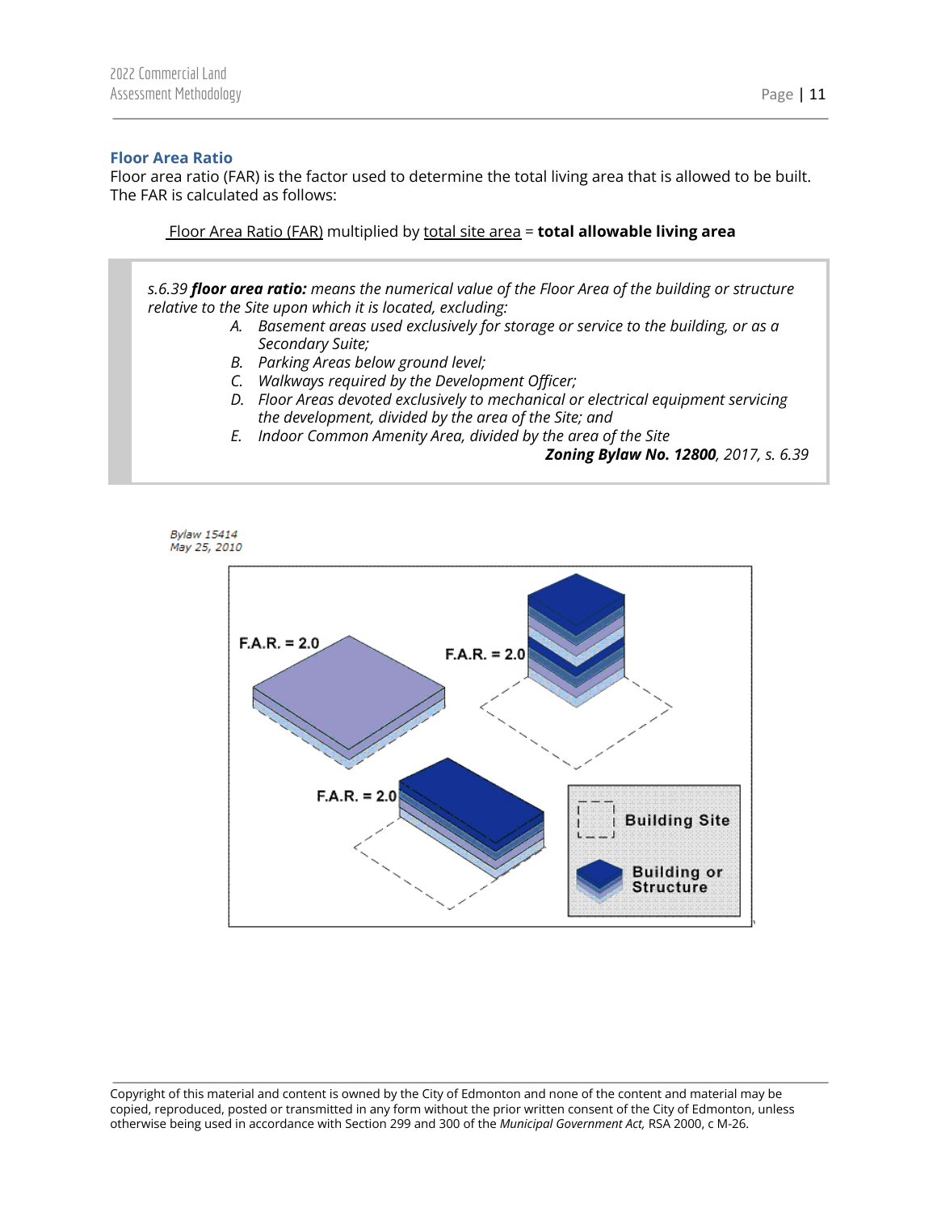### Floor Area Ratio

Floor area ratio (FAR) is the factor used to determine the total living area that is allowed to be built. The FAR is calculated as follows:

Floor Area Ratio (FAR) multiplied by total site area = **total allowable living area**

> *s.6.39* ***floor area ratio:*** *means the numerical value of the Floor Area of the building or structure relative to the Site upon which it is located, excluding:*
>
> *A. Basement areas used exclusively for storage or service to the building, or as a Secondary Suite;*
> *B. Parking Areas below ground level;*
> *C. Walkways required by the Development Officer;*
> *D. Floor Areas devoted exclusively to mechanical or electrical equipment servicing the development, divided by the area of the Site; and*
> *E. Indoor Common Amenity Area, divided by the area of the Site*
>
> ***Zoning Bylaw No. 12800****, 2017, s. 6.39*

*Bylaw 15414*
*May 25, 2010*

F.A.R. = 2.0

F.A.R. = 2.0

F.A.R. = 2.0

Building Site

Building or Structure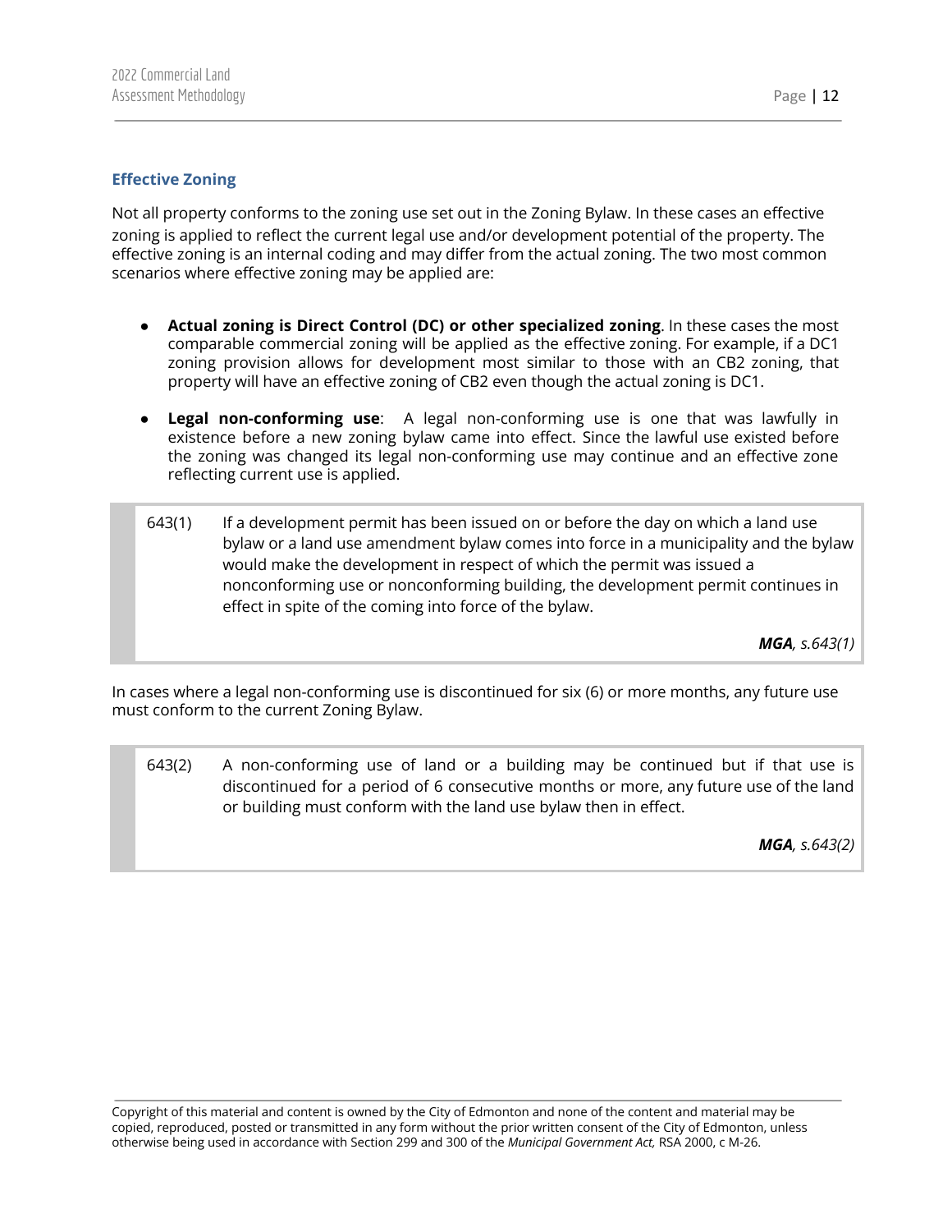### Effective Zoning

Not all property conforms to the zoning use set out in the Zoning Bylaw. In these cases an effective zoning is applied to reflect the current legal use and/or development potential of the property. The effective zoning is an internal coding and may differ from the actual zoning. The two most common scenarios where effective zoning may be applied are:

- **Actual zoning is Direct Control (DC) or other specialized zoning**. In these cases the most comparable commercial zoning will be applied as the effective zoning. For example, if a DC1 zoning provision allows for development most similar to those with an CB2 zoning, that property will have an effective zoning of CB2 even though the actual zoning is DC1.
- **Legal non-conforming use**: A legal non-conforming use is one that was lawfully in existence before a new zoning bylaw came into effect. Since the lawful use existed before the zoning was changed its legal non-conforming use may continue and an effective zone reflecting current use is applied.

> 643(1) If a development permit has been issued on or before the day on which a land use bylaw or a land use amendment bylaw comes into force in a municipality and the bylaw would make the development in respect of which the permit was issued a nonconforming use or nonconforming building, the development permit continues in effect in spite of the coming into force of the bylaw.
>
> ***MGA**, s.643(1)*

In cases where a legal non-conforming use is discontinued for six (6) or more months, any future use must conform to the current Zoning Bylaw.

> 643(2) A non-conforming use of land or a building may be continued but if that use is discontinued for a period of 6 consecutive months or more, any future use of the land or building must conform with the land use bylaw then in effect.
>
> ***MGA**, s.643(2)*

Copyright of this material and content is owned by the City of Edmonton and none of the content and material may be copied, reproduced, posted or transmitted in any form without the prior written consent of the City of Edmonton, unless otherwise being used in accordance with Section 299 and 300 of the *Municipal Government Act,* RSA 2000, c M-26.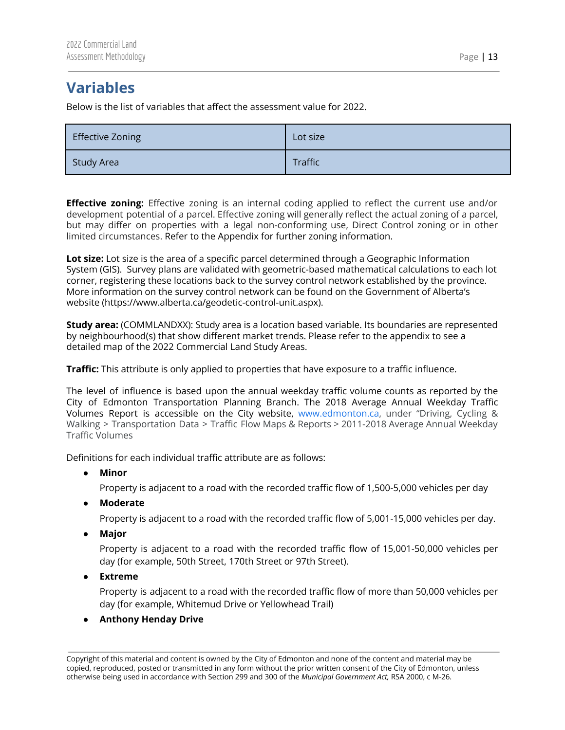# Variables

Below is the list of variables that affect the assessment value for 2022.

| Effective Zoning | Lot size |
|---|---|
| Study Area | Traffic |

**Effective zoning:** Effective zoning is an internal coding applied to reflect the current use and/or development potential of a parcel. Effective zoning will generally reflect the actual zoning of a parcel, but may differ on properties with a legal non-conforming use, Direct Control zoning or in other limited circumstances. Refer to the Appendix for further zoning information.

**Lot size:** Lot size is the area of a specific parcel determined through a Geographic Information System (GIS). Survey plans are validated with geometric-based mathematical calculations to each lot corner, registering these locations back to the survey control network established by the province. More information on the survey control network can be found on the Government of Alberta's website (https://www.alberta.ca/geodetic-control-unit.aspx).

**Study area:** (COMMLANDXX): Study area is a location based variable. Its boundaries are represented by neighbourhood(s) that show different market trends. Please refer to the appendix to see a detailed map of the 2022 Commercial Land Study Areas.

**Traffic:** This attribute is only applied to properties that have exposure to a traffic influence.

The level of influence is based upon the annual weekday traffic volume counts as reported by the City of Edmonton Transportation Planning Branch. The 2018 Average Annual Weekday Traffic Volumes Report is accessible on the City website, www.edmonton.ca, under "Driving, Cycling & Walking > Transportation Data > Traffic Flow Maps & Reports > 2011-2018 Average Annual Weekday Traffic Volumes

Definitions for each individual traffic attribute are as follows:

- **Minor**

  Property is adjacent to a road with the recorded traffic flow of 1,500-5,000 vehicles per day
- **Moderate**

  Property is adjacent to a road with the recorded traffic flow of 5,001-15,000 vehicles per day.
- **Major**

  Property is adjacent to a road with the recorded traffic flow of 15,001-50,000 vehicles per day (for example, 50th Street, 170th Street or 97th Street).
- **Extreme**

  Property is adjacent to a road with the recorded traffic flow of more than 50,000 vehicles per day (for example, Whitemud Drive or Yellowhead Trail)
- **Anthony Henday Drive**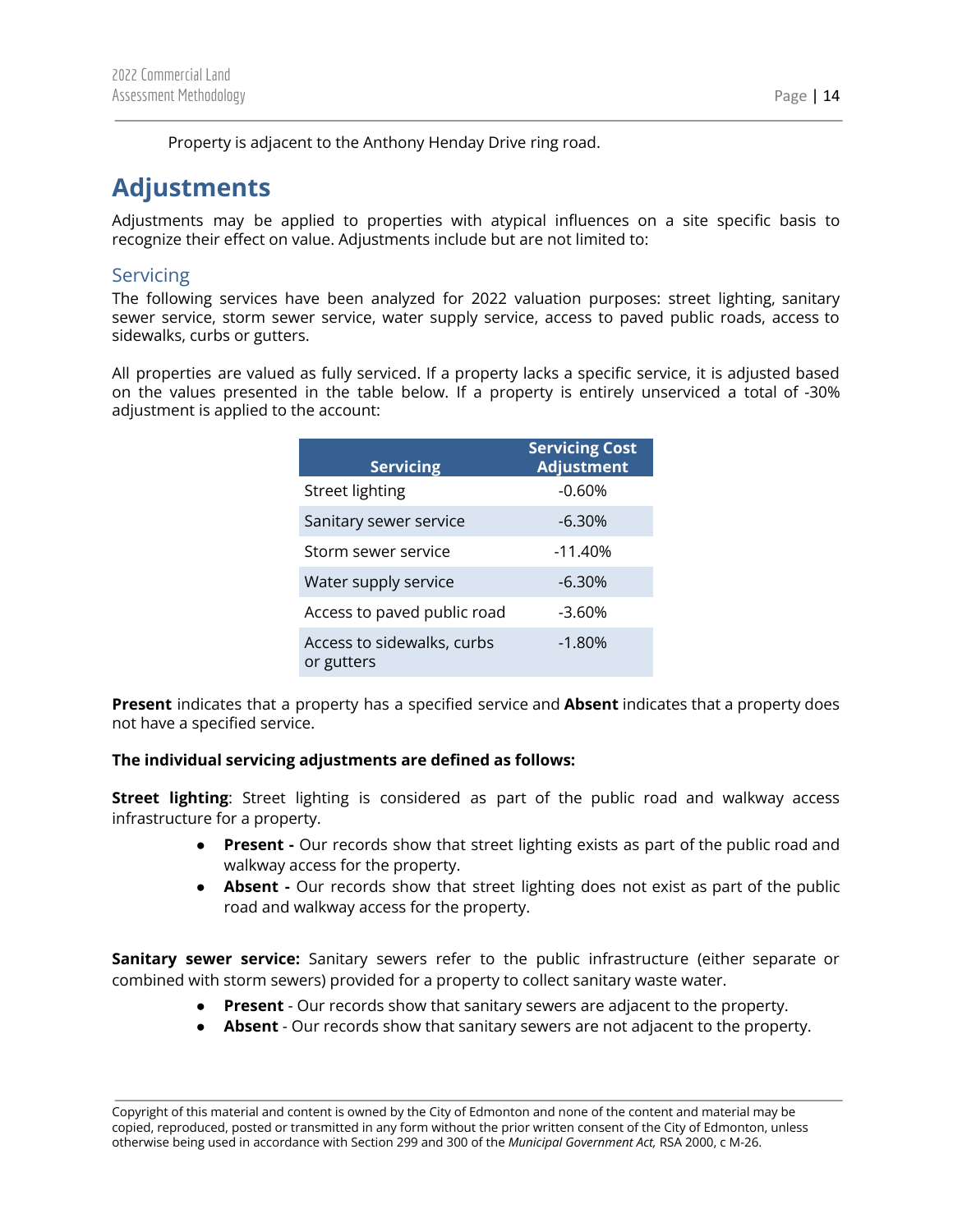Property is adjacent to the Anthony Henday Drive ring road.

# Adjustments

Adjustments may be applied to properties with atypical influences on a site specific basis to recognize their effect on value. Adjustments include but are not limited to:

## Servicing

The following services have been analyzed for 2022 valuation purposes: street lighting, sanitary sewer service, storm sewer service, water supply service, access to paved public roads, access to sidewalks, curbs or gutters.

All properties are valued as fully serviced. If a property lacks a specific service, it is adjusted based on the values presented in the table below. If a property is entirely unserviced a total of -30% adjustment is applied to the account:

| Servicing | Servicing Cost Adjustment |
|---|---|
| Street lighting | -0.60% |
| Sanitary sewer service | -6.30% |
| Storm sewer service | -11.40% |
| Water supply service | -6.30% |
| Access to paved public road | -3.60% |
| Access to sidewalks, curbs or gutters | -1.80% |

**Present** indicates that a property has a specified service and **Absent** indicates that a property does not have a specified service.

**The individual servicing adjustments are defined as follows:**

**Street lighting**: Street lighting is considered as part of the public road and walkway access infrastructure for a property.

- **Present -** Our records show that street lighting exists as part of the public road and walkway access for the property.
- **Absent -** Our records show that street lighting does not exist as part of the public road and walkway access for the property.

**Sanitary sewer service:** Sanitary sewers refer to the public infrastructure (either separate or combined with storm sewers) provided for a property to collect sanitary waste water.

- **Present** - Our records show that sanitary sewers are adjacent to the property.
- **Absent** - Our records show that sanitary sewers are not adjacent to the property.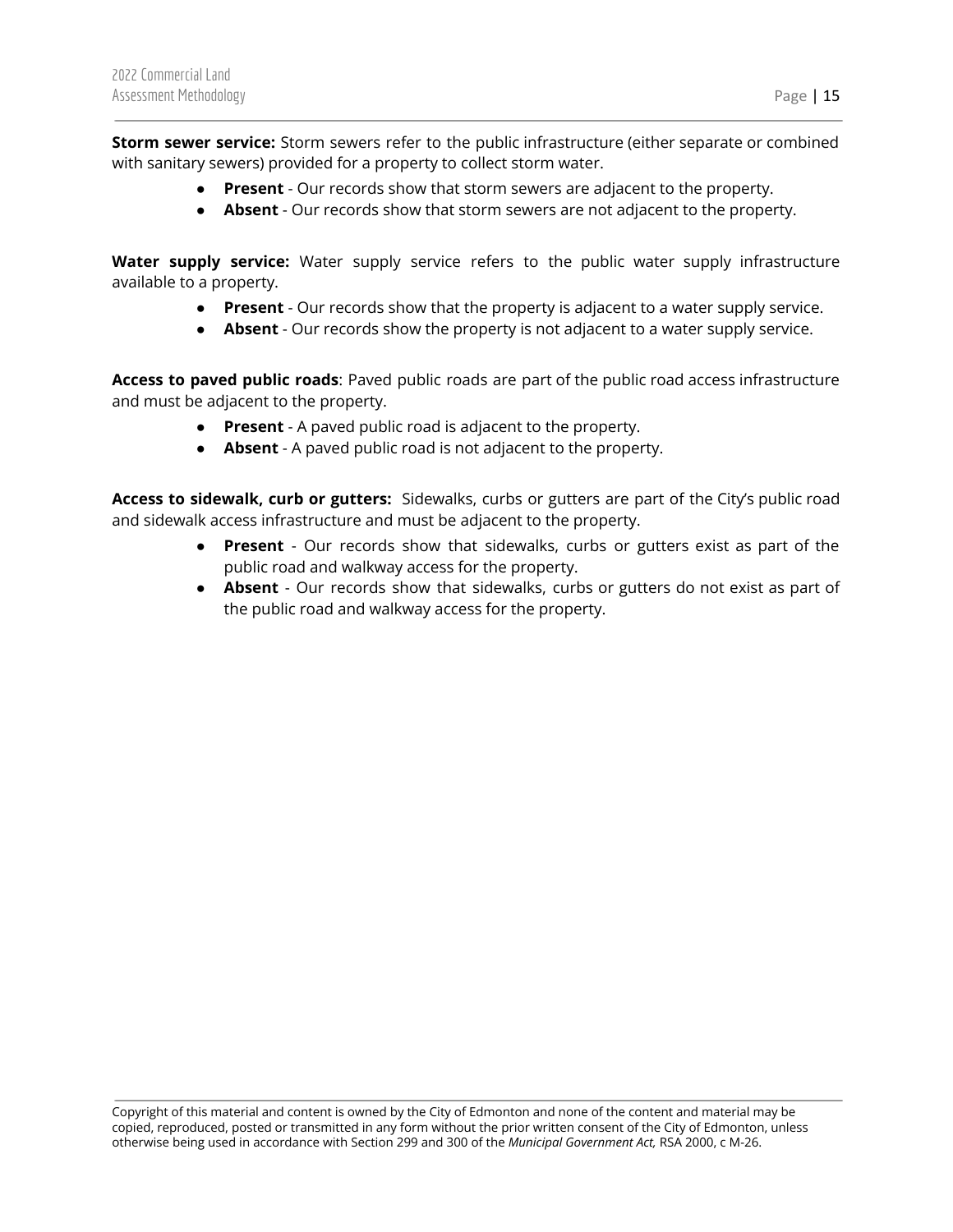**Storm sewer service:** Storm sewers refer to the public infrastructure (either separate or combined with sanitary sewers) provided for a property to collect storm water.

- **Present** - Our records show that storm sewers are adjacent to the property.
- **Absent** - Our records show that storm sewers are not adjacent to the property.

**Water supply service:** Water supply service refers to the public water supply infrastructure available to a property.

- **Present** - Our records show that the property is adjacent to a water supply service.
- **Absent** - Our records show the property is not adjacent to a water supply service.

**Access to paved public roads**: Paved public roads are part of the public road access infrastructure and must be adjacent to the property.

- **Present** - A paved public road is adjacent to the property.
- **Absent** - A paved public road is not adjacent to the property.

**Access to sidewalk, curb or gutters:** Sidewalks, curbs or gutters are part of the City's public road and sidewalk access infrastructure and must be adjacent to the property.

- **Present** - Our records show that sidewalks, curbs or gutters exist as part of the public road and walkway access for the property.
- **Absent** - Our records show that sidewalks, curbs or gutters do not exist as part of the public road and walkway access for the property.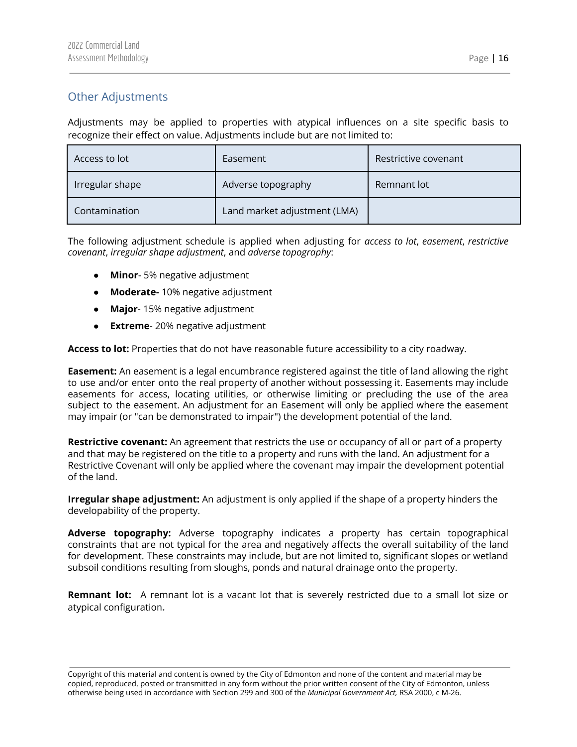## Other Adjustments

Adjustments may be applied to properties with atypical influences on a site specific basis to recognize their effect on value. Adjustments include but are not limited to:

| Access to lot | Easement | Restrictive covenant |
|---|---|---|
| Irregular shape | Adverse topography | Remnant lot |
| Contamination | Land market adjustment (LMA) | |

The following adjustment schedule is applied when adjusting for *access to lot*, *easement*, *restrictive covenant*, *irregular shape adjustment*, and *adverse topography*:

- **Minor**- 5% negative adjustment
- **Moderate-** 10% negative adjustment
- **Major**- 15% negative adjustment
- **Extreme**- 20% negative adjustment

**Access to lot:** Properties that do not have reasonable future accessibility to a city roadway.

**Easement:** An easement is a legal encumbrance registered against the title of land allowing the right to use and/or enter onto the real property of another without possessing it. Easements may include easements for access, locating utilities, or otherwise limiting or precluding the use of the area subject to the easement. An adjustment for an Easement will only be applied where the easement may impair (or "can be demonstrated to impair") the development potential of the land.

**Restrictive covenant:** An agreement that restricts the use or occupancy of all or part of a property and that may be registered on the title to a property and runs with the land. An adjustment for a Restrictive Covenant will only be applied where the covenant may impair the development potential of the land.

**Irregular shape adjustment:** An adjustment is only applied if the shape of a property hinders the developability of the property.

**Adverse topography:** Adverse topography indicates a property has certain topographical constraints that are not typical for the area and negatively affects the overall suitability of the land for development. These constraints may include, but are not limited to, significant slopes or wetland subsoil conditions resulting from sloughs, ponds and natural drainage onto the property.

**Remnant lot:** A remnant lot is a vacant lot that is severely restricted due to a small lot size or atypical configuration.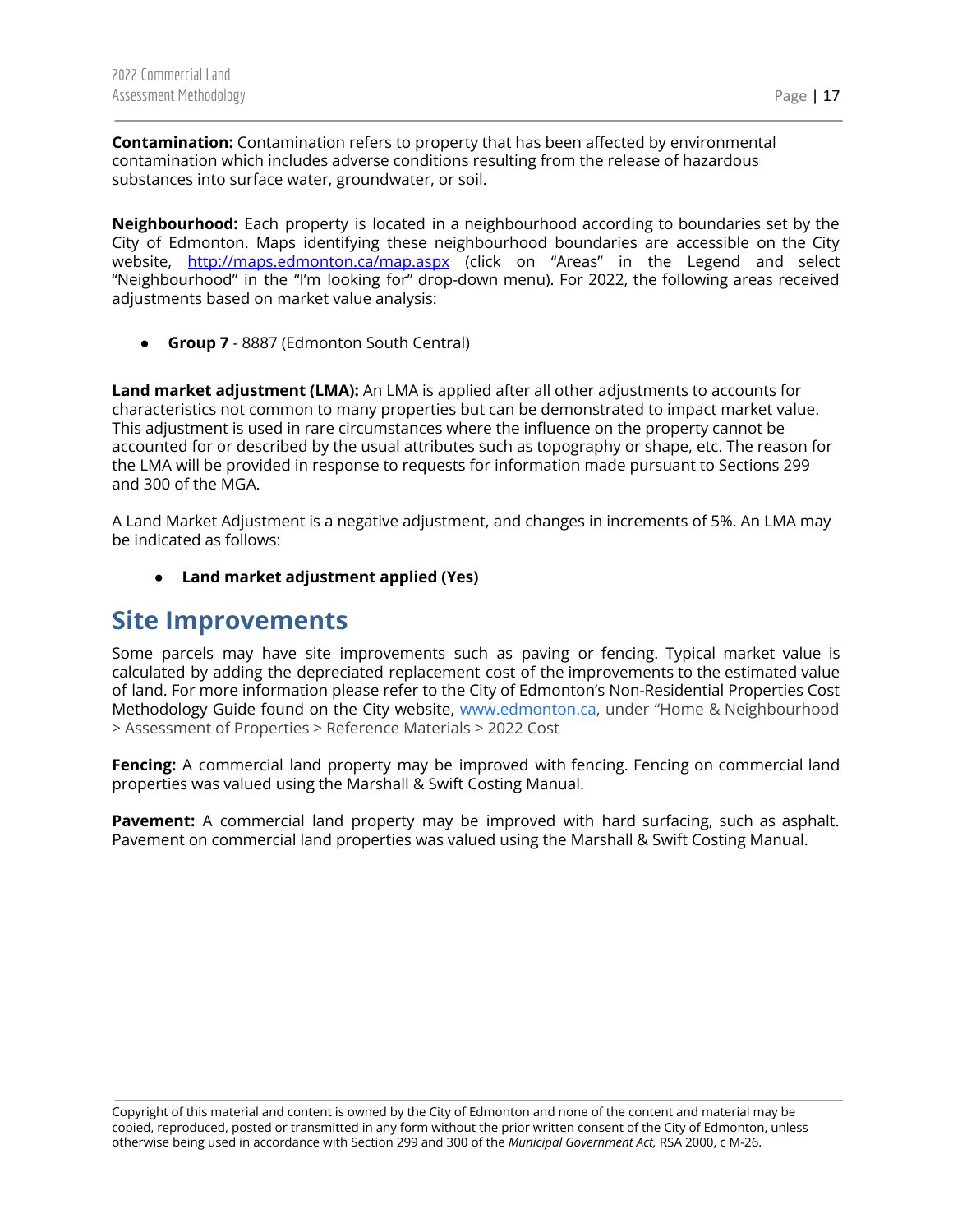**Contamination:** Contamination refers to property that has been affected by environmental contamination which includes adverse conditions resulting from the release of hazardous substances into surface water, groundwater, or soil.

**Neighbourhood:** Each property is located in a neighbourhood according to boundaries set by the City of Edmonton. Maps identifying these neighbourhood boundaries are accessible on the City website, http://maps.edmonton.ca/map.aspx (click on "Areas" in the Legend and select "Neighbourhood" in the "I'm looking for" drop-down menu). For 2022, the following areas received adjustments based on market value analysis:

- **Group 7** - 8887 (Edmonton South Central)

**Land market adjustment (LMA):** An LMA is applied after all other adjustments to accounts for characteristics not common to many properties but can be demonstrated to impact market value. This adjustment is used in rare circumstances where the influence on the property cannot be accounted for or described by the usual attributes such as topography or shape, etc. The reason for the LMA will be provided in response to requests for information made pursuant to Sections 299 and 300 of the MGA.

A Land Market Adjustment is a negative adjustment, and changes in increments of 5%. An LMA may be indicated as follows:

- **Land market adjustment applied (Yes)**

## Site Improvements

Some parcels may have site improvements such as paving or fencing. Typical market value is calculated by adding the depreciated replacement cost of the improvements to the estimated value of land. For more information please refer to the City of Edmonton's Non-Residential Properties Cost Methodology Guide found on the City website, www.edmonton.ca, under "Home & Neighbourhood > Assessment of Properties > Reference Materials > 2022 Cost

**Fencing:** A commercial land property may be improved with fencing. Fencing on commercial land properties was valued using the Marshall & Swift Costing Manual.

**Pavement:** A commercial land property may be improved with hard surfacing, such as asphalt. Pavement on commercial land properties was valued using the Marshall & Swift Costing Manual.

Copyright of this material and content is owned by the City of Edmonton and none of the content and material may be copied, reproduced, posted or transmitted in any form without the prior written consent of the City of Edmonton, unless otherwise being used in accordance with Section 299 and 300 of the *Municipal Government Act,* RSA 2000, c M-26.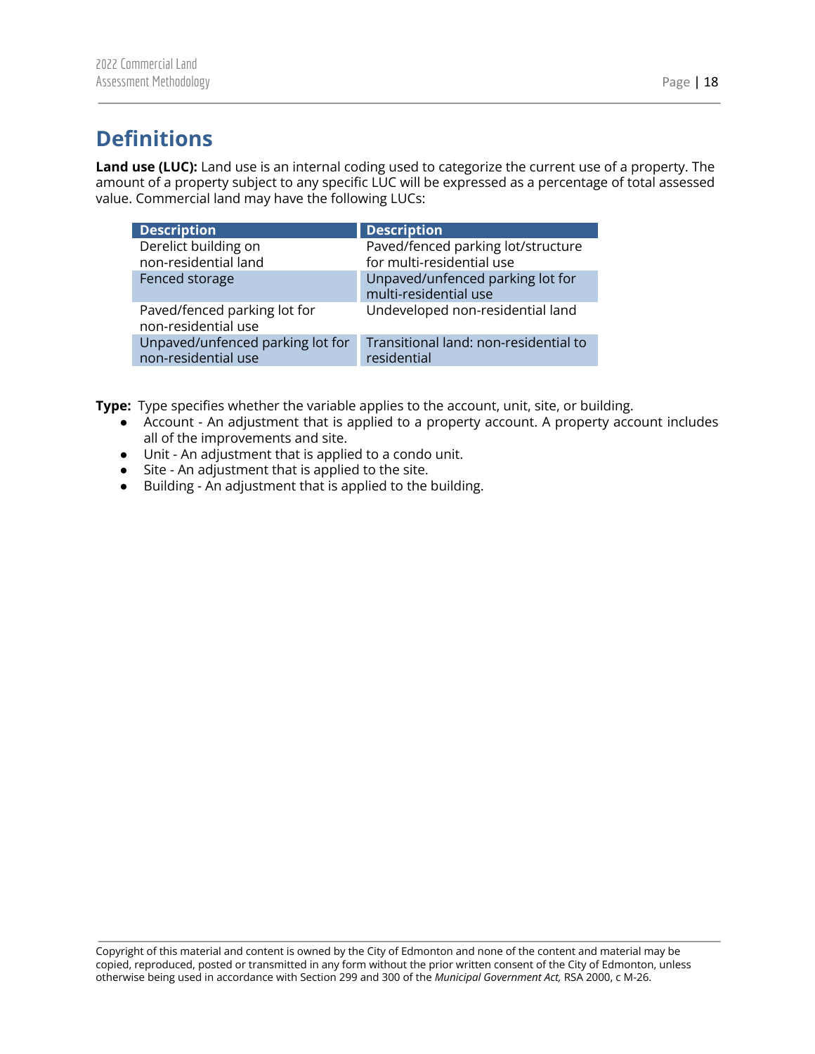## Definitions

**Land use (LUC):** Land use is an internal coding used to categorize the current use of a property. The amount of a property subject to any specific LUC will be expressed as a percentage of total assessed value. Commercial land may have the following LUCs:

| Description | Description |
|---|---|
| Derelict building on non-residential land | Paved/fenced parking lot/structure for multi-residential use |
| Fenced storage | Unpaved/unfenced parking lot for multi-residential use |
| Paved/fenced parking lot for non-residential use | Undeveloped non-residential land |
| Unpaved/unfenced parking lot for non-residential use | Transitional land: non-residential to residential |

**Type:** Type specifies whether the variable applies to the account, unit, site, or building.

- Account - An adjustment that is applied to a property account. A property account includes all of the improvements and site.
- Unit - An adjustment that is applied to a condo unit.
- Site - An adjustment that is applied to the site.
- Building - An adjustment that is applied to the building.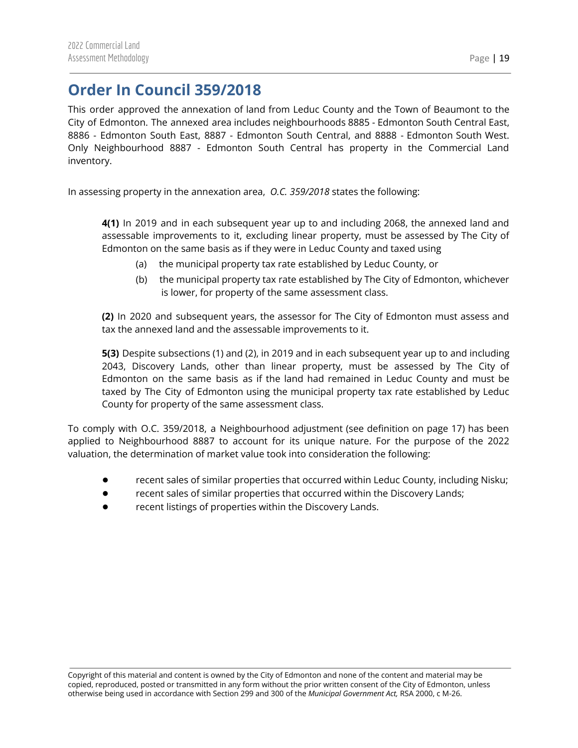# Order In Council 359/2018

This order approved the annexation of land from Leduc County and the Town of Beaumont to the City of Edmonton. The annexed area includes neighbourhoods 8885 - Edmonton South Central East, 8886 - Edmonton South East, 8887 - Edmonton South Central, and 8888 - Edmonton South West. Only Neighbourhood 8887 - Edmonton South Central has property in the Commercial Land inventory.

In assessing property in the annexation area, *O.C. 359/2018* states the following:

> **4(1)** In 2019 and in each subsequent year up to and including 2068, the annexed land and assessable improvements to it, excluding linear property, must be assessed by The City of Edmonton on the same basis as if they were in Leduc County and taxed using
>
> (a) the municipal property tax rate established by Leduc County, or
>
> (b) the municipal property tax rate established by The City of Edmonton, whichever is lower, for property of the same assessment class.
>
> **(2)** In 2020 and subsequent years, the assessor for The City of Edmonton must assess and tax the annexed land and the assessable improvements to it.
>
> **5(3)** Despite subsections (1) and (2), in 2019 and in each subsequent year up to and including 2043, Discovery Lands, other than linear property, must be assessed by The City of Edmonton on the same basis as if the land had remained in Leduc County and must be taxed by The City of Edmonton using the municipal property tax rate established by Leduc County for property of the same assessment class.

To comply with O.C. 359/2018, a Neighbourhood adjustment (see definition on page 17) has been applied to Neighbourhood 8887 to account for its unique nature. For the purpose of the 2022 valuation, the determination of market value took into consideration the following:

- recent sales of similar properties that occurred within Leduc County, including Nisku;
- recent sales of similar properties that occurred within the Discovery Lands;
- recent listings of properties within the Discovery Lands.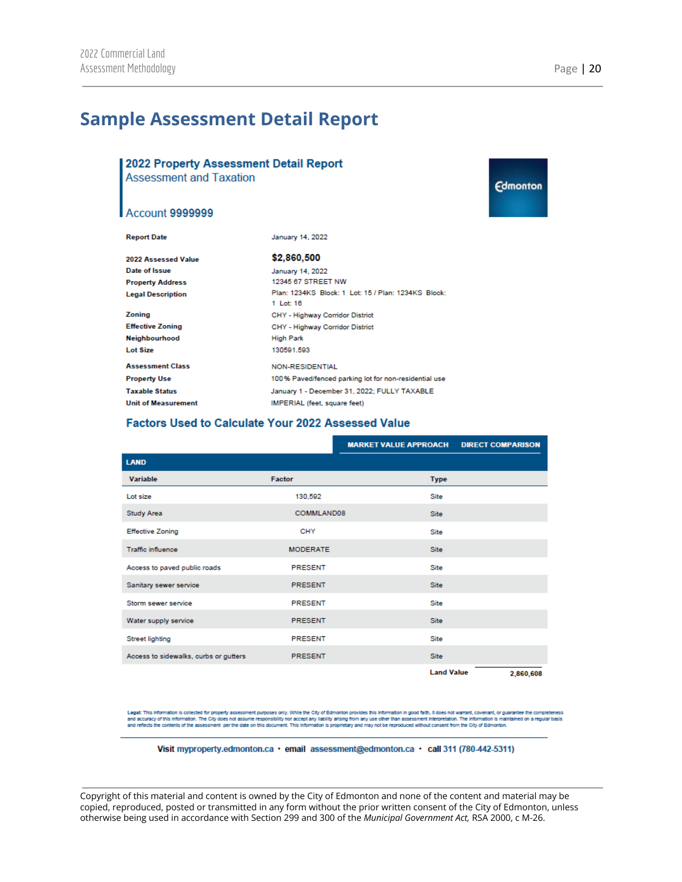# Sample Assessment Detail Report

## 2022 Property Assessment Detail Report

Assessment and Taxation

Edmonton

### Account 9999999

| | |
|---|---|
| **Report Date** | January 14, 2022 |
| **2022 Assessed Value** | **$2,860,500** |
| **Date of Issue** | January 14, 2022 |
| **Property Address** | 12345 67 STREET NW |
| **Legal Description** | Plan: 1234KS Block: 1 Lot: 15 / Plan: 1234KS Block: 1 Lot: 16 |
| **Zoning** | CHY - Highway Corridor District |
| **Effective Zoning** | CHY - Highway Corridor District |
| **Neighbourhood** | High Park |
| **Lot Size** | 130591.593 |
| **Assessment Class** | NON-RESIDENTIAL |
| **Property Use** | 100% Paved/fenced parking lot for non-residential use |
| **Taxable Status** | January 1 - December 31, 2022; FULLY TAXABLE |
| **Unit of Measurement** | IMPERIAL (feet, square feet) |

### Factors Used to Calculate Your 2022 Assessed Value

**MARKET VALUE APPROACH** **DIRECT COMPARISON**

**LAND**

| Variable | Factor | Type |
|---|---|---|
| Lot size | 130,592 | Site |
| Study Area | COMMLAND08 | Site |
| Effective Zoning | CHY | Site |
| Traffic influence | MODERATE | Site |
| Access to paved public roads | PRESENT | Site |
| Sanitary sewer service | PRESENT | Site |
| Storm sewer service | PRESENT | Site |
| Water supply service | PRESENT | Site |
| Street lighting | PRESENT | Site |
| Access to sidewalks, curbs or gutters | PRESENT | Site |
| | | **Land Value** 2,860,608 |

**Legal:** This information is collected for property assessment purposes only. While the City of Edmonton provides this information in good faith, it does not warrant, covenant, or guarantee the completeness and accuracy of this information. The City does not assume responsibility nor accept any liability arising from any use other than assessment interpretation. The information is maintained on a regular basis and reflects the contents of the assessment per the date on this document. This information is proprietary and may not be reproduced without consent from the City of Edmonton.

**Visit** myproperty.edmonton.ca • **email** assessment@edmonton.ca • **call** 311 (780-442-5311)

Copyright of this material and content is owned by the City of Edmonton and none of the content and material may be copied, reproduced, posted or transmitted in any form without the prior written consent of the City of Edmonton, unless otherwise being used in accordance with Section 299 and 300 of the *Municipal Government Act,* RSA 2000, c M-26.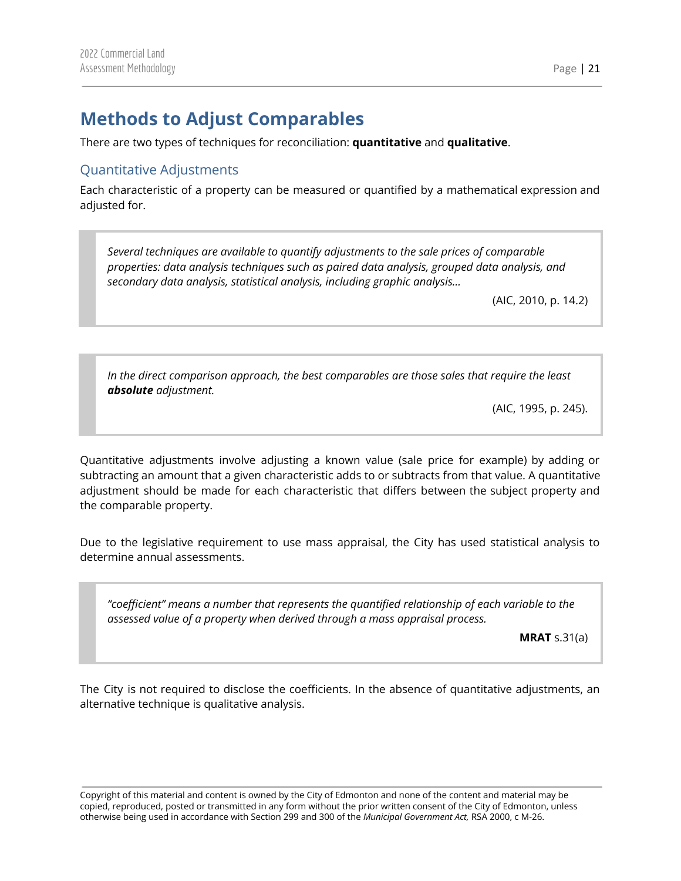# Methods to Adjust Comparables

There are two types of techniques for reconciliation: **quantitative** and **qualitative**.

## Quantitative Adjustments

Each characteristic of a property can be measured or quantified by a mathematical expression and adjusted for.

> *Several techniques are available to quantify adjustments to the sale prices of comparable properties: data analysis techniques such as paired data analysis, grouped data analysis, and secondary data analysis, statistical analysis, including graphic analysis…*
>
> (AIC, 2010, p. 14.2)

> *In the direct comparison approach, the best comparables are those sales that require the least **absolute** adjustment.*
>
> (AIC, 1995, p. 245).

Quantitative adjustments involve adjusting a known value (sale price for example) by adding or subtracting an amount that a given characteristic adds to or subtracts from that value. A quantitative adjustment should be made for each characteristic that differs between the subject property and the comparable property.

Due to the legislative requirement to use mass appraisal, the City has used statistical analysis to determine annual assessments.

> *"coefficient" means a number that represents the quantified relationship of each variable to the assessed value of a property when derived through a mass appraisal process.*
>
> **MRAT** s.31(a)

The City is not required to disclose the coefficients. In the absence of quantitative adjustments, an alternative technique is qualitative analysis.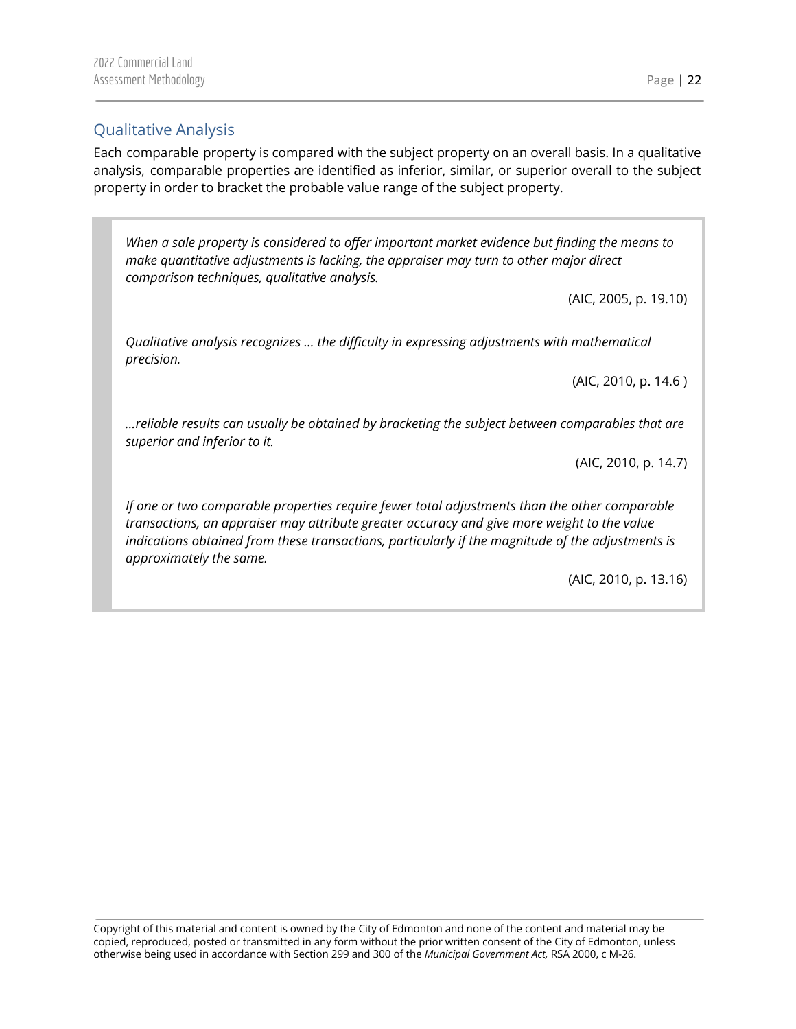## Qualitative Analysis

Each comparable property is compared with the subject property on an overall basis. In a qualitative analysis, comparable properties are identified as inferior, similar, or superior overall to the subject property in order to bracket the probable value range of the subject property.

> *When a sale property is considered to offer important market evidence but finding the means to make quantitative adjustments is lacking, the appraiser may turn to other major direct comparison techniques, qualitative analysis.*
>
> (AIC, 2005, p. 19.10)
>
> *Qualitative analysis recognizes … the difficulty in expressing adjustments with mathematical precision.*
>
> (AIC, 2010, p. 14.6 )
>
> *…reliable results can usually be obtained by bracketing the subject between comparables that are superior and inferior to it.*
>
> (AIC, 2010, p. 14.7)
>
> *If one or two comparable properties require fewer total adjustments than the other comparable transactions, an appraiser may attribute greater accuracy and give more weight to the value indications obtained from these transactions, particularly if the magnitude of the adjustments is approximately the same.*
>
> (AIC, 2010, p. 13.16)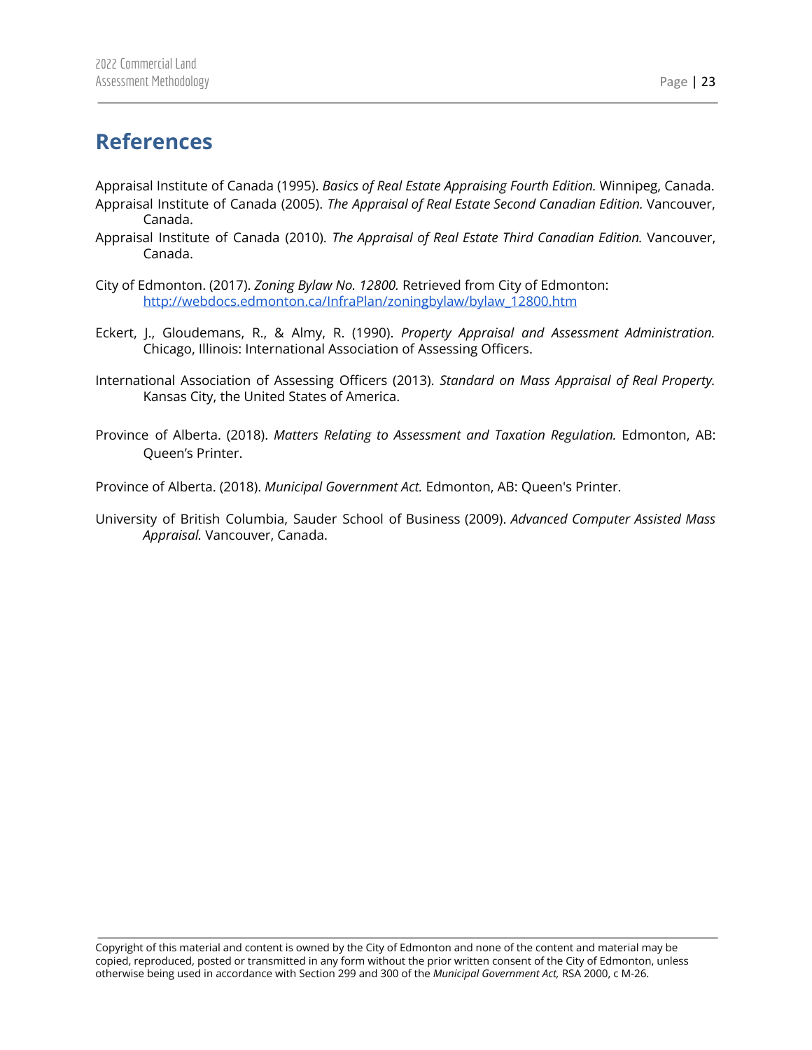# References

Appraisal Institute of Canada (1995). *Basics of Real Estate Appraising Fourth Edition.* Winnipeg, Canada.

Appraisal Institute of Canada (2005). *The Appraisal of Real Estate Second Canadian Edition.* Vancouver, Canada.

Appraisal Institute of Canada (2010). *The Appraisal of Real Estate Third Canadian Edition.* Vancouver, Canada.

City of Edmonton. (2017). *Zoning Bylaw No. 12800.* Retrieved from City of Edmonton: [http://webdocs.edmonton.ca/InfraPlan/zoningbylaw/bylaw_12800.htm](http://webdocs.edmonton.ca/InfraPlan/zoningbylaw/bylaw_12800.htm)

Eckert, J., Gloudemans, R., & Almy, R. (1990). *Property Appraisal and Assessment Administration.* Chicago, Illinois: International Association of Assessing Officers.

International Association of Assessing Officers (2013). *Standard on Mass Appraisal of Real Property.* Kansas City, the United States of America.

Province of Alberta. (2018). *Matters Relating to Assessment and Taxation Regulation.* Edmonton, AB: Queen's Printer.

Province of Alberta. (2018). *Municipal Government Act.* Edmonton, AB: Queen's Printer.

University of British Columbia, Sauder School of Business (2009). *Advanced Computer Assisted Mass Appraisal.* Vancouver, Canada.

Copyright of this material and content is owned by the City of Edmonton and none of the content and material may be copied, reproduced, posted or transmitted in any form without the prior written consent of the City of Edmonton, unless otherwise being used in accordance with Section 299 and 300 of the *Municipal Government Act,* RSA 2000, c M-26.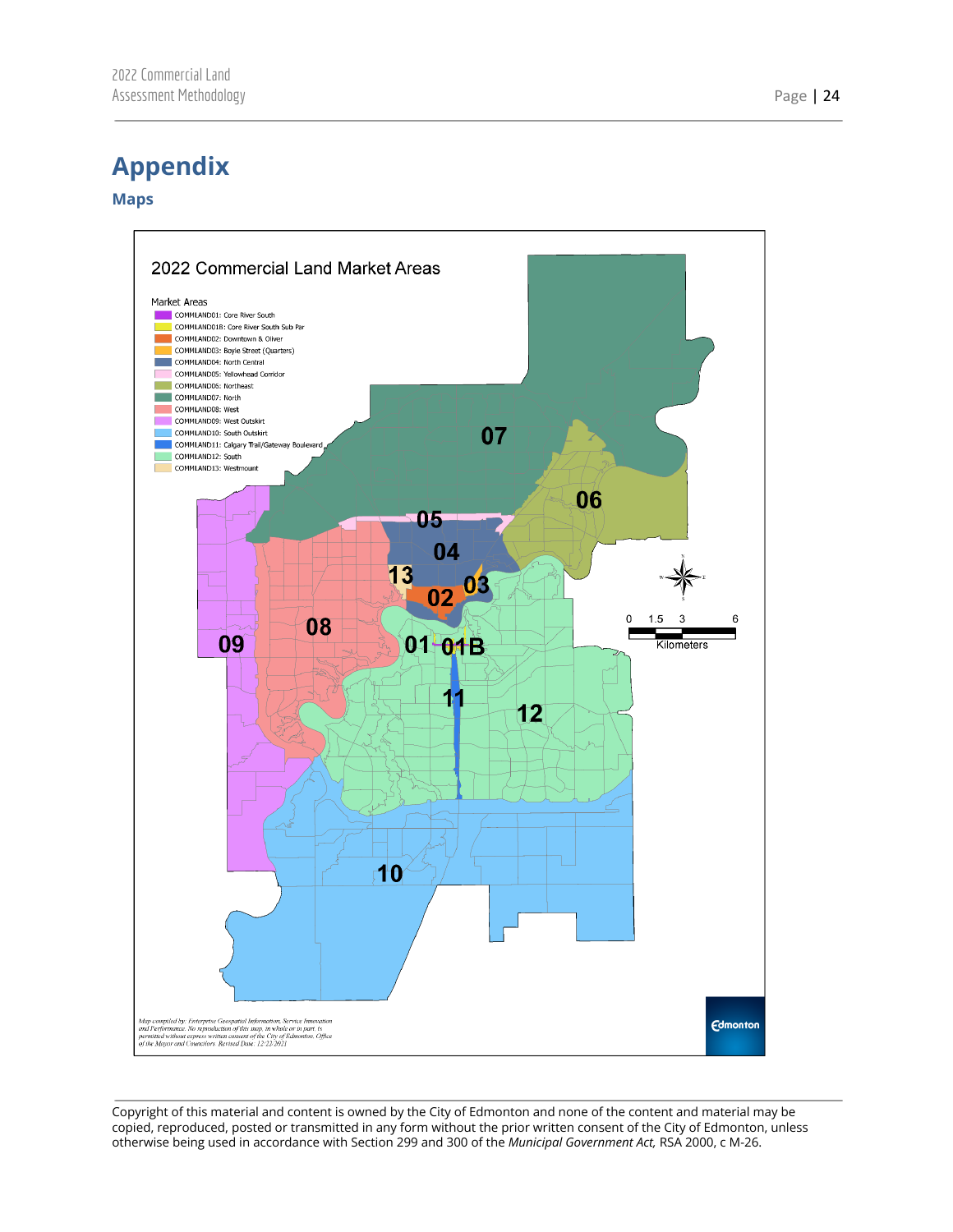# Appendix

## Maps

2022 Commercial Land Market Areas

Market Areas

- COMMLAND01: Core River South
- COMMLAND01B: Core River South Sub Par
- COMMLAND02: Downtown & Oliver
- COMMLAND03: Boyle Street (Quarters)
- COMMLAND04: North Central
- COMMLAND05: Yellowhead Corridor
- COMMLAND06: Northeast
- COMMLAND07: North
- COMMLAND08: West
- COMMLAND09: West Outskirt
- COMMLAND10: South Outskirt
- COMMLAND11: Calgary Trail/Gateway Boulevard
- COMMLAND12: South
- COMMLAND13: Westmount

07 06 05 04 13 03 02 08 09 01 01B 11 12 10

0 1.5 3 6 Kilometers

*Map compiled by: Enterprise Geospatial Information, Service Innovation and Performance. No reproduction of this map, in whole or in part, is permitted without express written consent of the City of Edmonton, Office of the Mayor and Councillors. Revised Date: 12/22/2021*

Edmonton

Copyright of this material and content is owned by the City of Edmonton and none of the content and material may be copied, reproduced, posted or transmitted in any form without the prior written consent of the City of Edmonton, unless otherwise being used in accordance with Section 299 and 300 of the *Municipal Government Act,* RSA 2000, c M-26.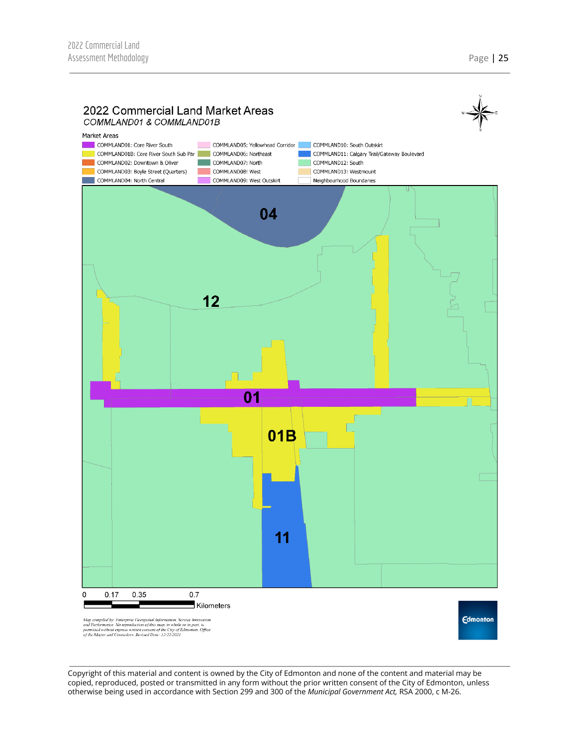## 2022 Commercial Land Market Areas

*COMMLAND01 & COMMLAND01B*

Market Areas

- COMMLAND01: Core River South
- COMMLAND01B: Core River South Sub Par
- COMMLAND02: Downtown & Oliver
- COMMLAND03: Boyle Street (Quarters)
- COMMLAND04: North Central
- COMMLAND05: Yellowhead Corridor
- COMMLAND06: Northeast
- COMMLAND07: North
- COMMLAND08: West
- COMMLAND09: West Outskirt
- COMMLAND10: South Outskirt
- COMMLAND11: Calgary Trail/Gateway Boulevard
- COMMLAND12: South
- COMMLAND13: Westmount
- Neighbourhood Boundaries

04

12

01

01B

11

0 0.17 0.35 0.7 Kilometers

*Map compiled by: Enterprise Geospatial Information, Service Innovation and Performance. No reproduction of this map, in whole or in part, is permitted without express written consent of the City of Edmonton, Office of the Mayor and Councilors. Revised Date: 12/22/2021*

Edmonton

Copyright of this material and content is owned by the City of Edmonton and none of the content and material may be copied, reproduced, posted or transmitted in any form without the prior written consent of the City of Edmonton, unless otherwise being used in accordance with Section 299 and 300 of the *Municipal Government Act,* RSA 2000, c M-26.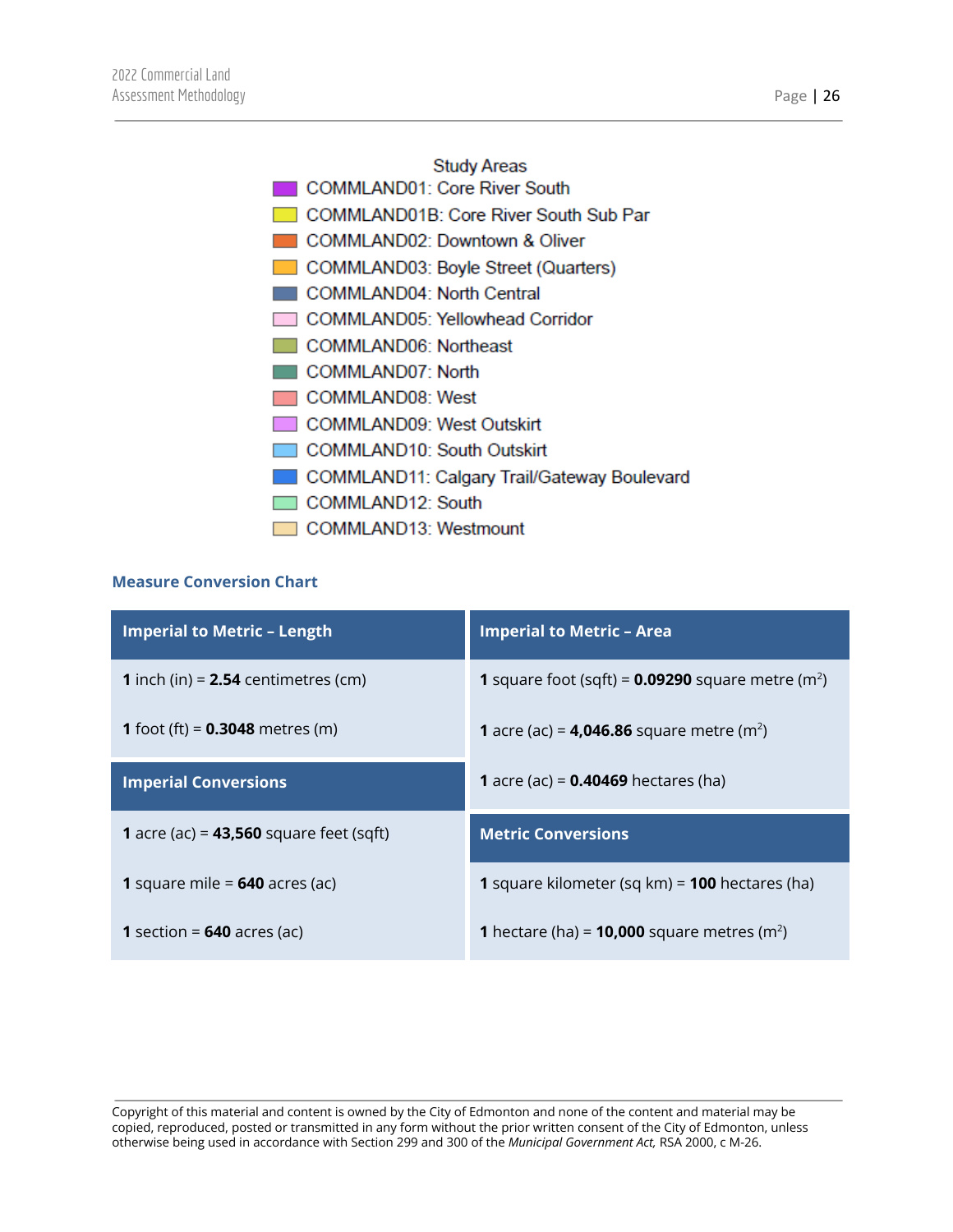Study Areas

- COMMLAND01: Core River South
- COMMLAND01B: Core River South Sub Par
- COMMLAND02: Downtown & Oliver
- COMMLAND03: Boyle Street (Quarters)
- COMMLAND04: North Central
- COMMLAND05: Yellowhead Corridor
- COMMLAND06: Northeast
- COMMLAND07: North
- COMMLAND08: West
- COMMLAND09: West Outskirt
- COMMLAND10: South Outskirt
- COMMLAND11: Calgary Trail/Gateway Boulevard
- COMMLAND12: South
- COMMLAND13: Westmount

### Measure Conversion Chart

| Imperial to Metric – Length |
|---|
| **1** inch (in) = **2.54** centimetres (cm) |
| **1** foot (ft) = **0.3048** metres (m) |

| Imperial Conversions |
|---|
| **1** acre (ac) = **43,560** square feet (sqft) |
| **1** square mile = **640** acres (ac) |
| **1** section = **640** acres (ac) |

| Imperial to Metric – Area |
|---|
| **1** square foot (sqft) = **0.09290** square metre ($m^2$) |
| **1** acre (ac) = **4,046.86** square metre ($m^2$) |
| **1** acre (ac) = **0.40469** hectares (ha) |

| Metric Conversions |
|---|
| **1** square kilometer (sq km) = **100** hectares (ha) |
| **1** hectare (ha) = **10,000** square metres ($m^2$) |

Copyright of this material and content is owned by the City of Edmonton and none of the content and material may be copied, reproduced, posted or transmitted in any form without the prior written consent of the City of Edmonton, unless otherwise being used in accordance with Section 299 and 300 of the *Municipal Government Act,* RSA 2000, c M-26.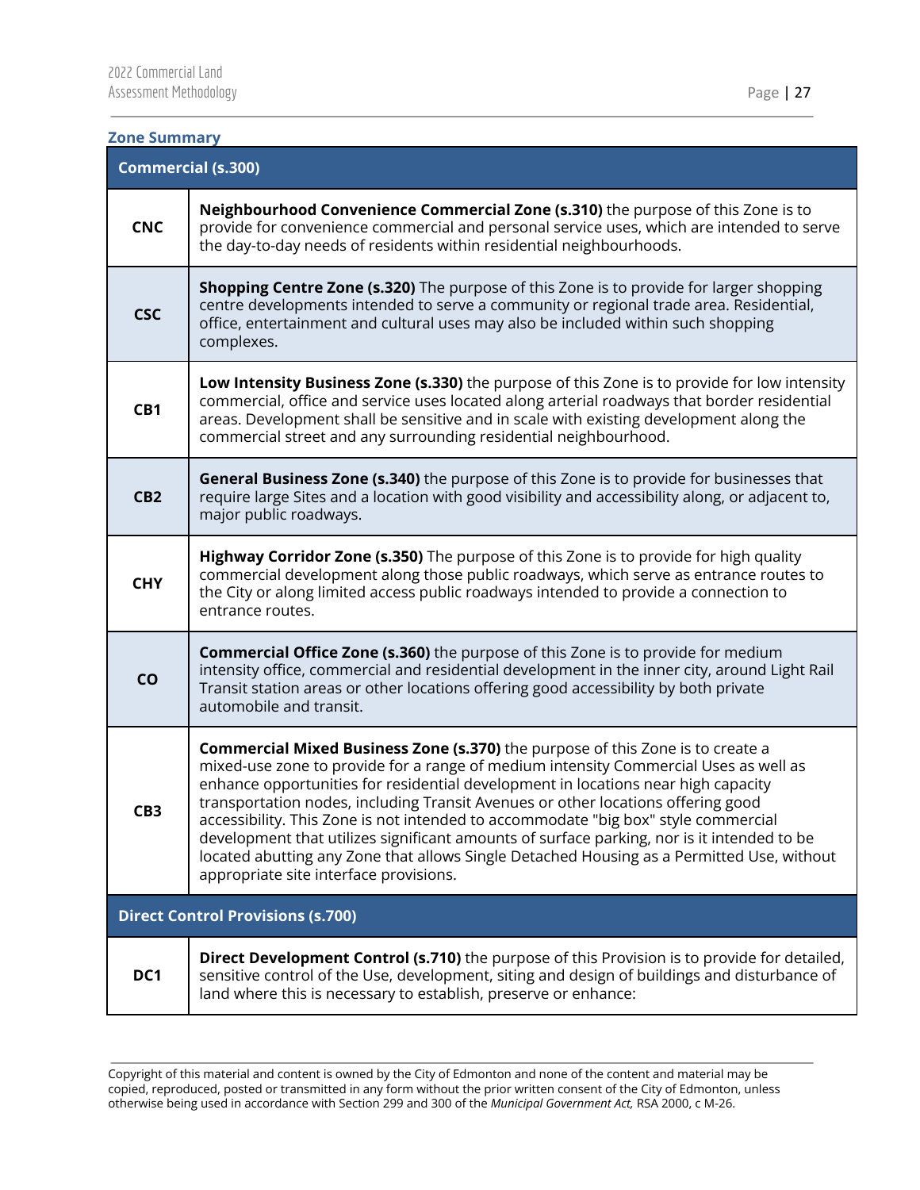### Zone Summary

| Commercial (s.300) | |
|---|---|
| **CNC** | **Neighbourhood Convenience Commercial Zone (s.310)** the purpose of this Zone is to provide for convenience commercial and personal service uses, which are intended to serve the day-to-day needs of residents within residential neighbourhoods. |
| **CSC** | **Shopping Centre Zone (s.320)** The purpose of this Zone is to provide for larger shopping centre developments intended to serve a community or regional trade area. Residential, office, entertainment and cultural uses may also be included within such shopping complexes. |
| **CB1** | **Low Intensity Business Zone (s.330)** the purpose of this Zone is to provide for low intensity commercial, office and service uses located along arterial roadways that border residential areas. Development shall be sensitive and in scale with existing development along the commercial street and any surrounding residential neighbourhood. |
| **CB2** | **General Business Zone (s.340)** the purpose of this Zone is to provide for businesses that require large Sites and a location with good visibility and accessibility along, or adjacent to, major public roadways. |
| **CHY** | **Highway Corridor Zone (s.350)** The purpose of this Zone is to provide for high quality commercial development along those public roadways, which serve as entrance routes to the City or along limited access public roadways intended to provide a connection to entrance routes. |
| **CO** | **Commercial Office Zone (s.360)** the purpose of this Zone is to provide for medium intensity office, commercial and residential development in the inner city, around Light Rail Transit station areas or other locations offering good accessibility by both private automobile and transit. |
| **CB3** | **Commercial Mixed Business Zone (s.370)** the purpose of this Zone is to create a mixed-use zone to provide for a range of medium intensity Commercial Uses as well as enhance opportunities for residential development in locations near high capacity transportation nodes, including Transit Avenues or other locations offering good accessibility. This Zone is not intended to accommodate "big box" style commercial development that utilizes significant amounts of surface parking, nor is it intended to be located abutting any Zone that allows Single Detached Housing as a Permitted Use, without appropriate site interface provisions. |
| **Direct Control Provisions (s.700)** | |
| **DC1** | **Direct Development Control (s.710)** the purpose of this Provision is to provide for detailed, sensitive control of the Use, development, siting and design of buildings and disturbance of land where this is necessary to establish, preserve or enhance: |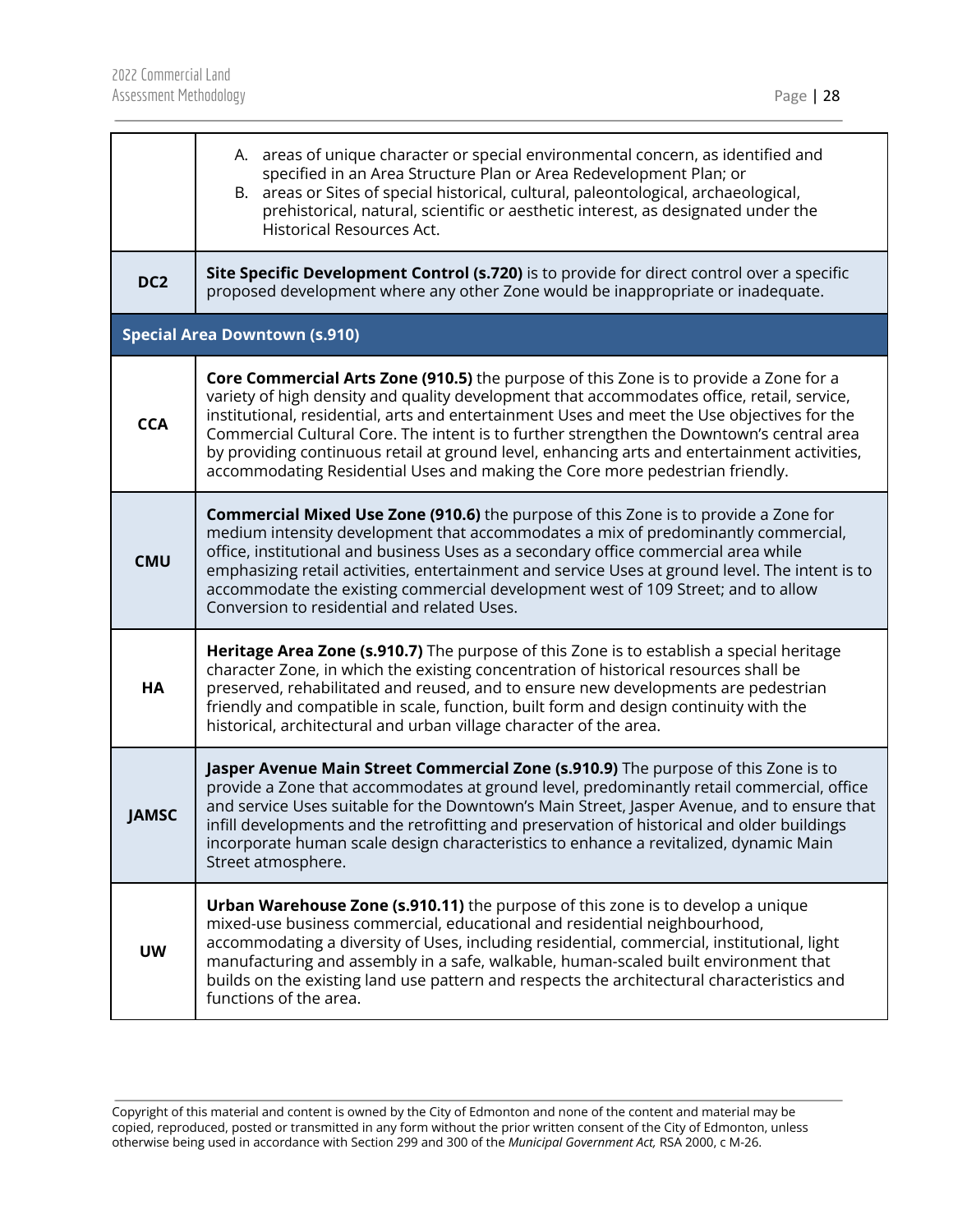| | |
|---|---|
| | A. areas of unique character or special environmental concern, as identified and specified in an Area Structure Plan or Area Redevelopment Plan; or<br>B. areas or Sites of special historical, cultural, paleontological, archaeological, prehistorical, natural, scientific or aesthetic interest, as designated under the Historical Resources Act. |
| **DC2** | **Site Specific Development Control (s.720)** is to provide for direct control over a specific proposed development where any other Zone would be inappropriate or inadequate. |
| **Special Area Downtown (s.910)** | |
| **CCA** | **Core Commercial Arts Zone (910.5)** the purpose of this Zone is to provide a Zone for a variety of high density and quality development that accommodates office, retail, service, institutional, residential, arts and entertainment Uses and meet the Use objectives for the Commercial Cultural Core. The intent is to further strengthen the Downtown's central area by providing continuous retail at ground level, enhancing arts and entertainment activities, accommodating Residential Uses and making the Core more pedestrian friendly. |
| **CMU** | **Commercial Mixed Use Zone (910.6)** the purpose of this Zone is to provide a Zone for medium intensity development that accommodates a mix of predominantly commercial, office, institutional and business Uses as a secondary office commercial area while emphasizing retail activities, entertainment and service Uses at ground level. The intent is to accommodate the existing commercial development west of 109 Street; and to allow Conversion to residential and related Uses. |
| **HA** | **Heritage Area Zone (s.910.7)** The purpose of this Zone is to establish a special heritage character Zone, in which the existing concentration of historical resources shall be preserved, rehabilitated and reused, and to ensure new developments are pedestrian friendly and compatible in scale, function, built form and design continuity with the historical, architectural and urban village character of the area. |
| **JAMSC** | **Jasper Avenue Main Street Commercial Zone (s.910.9)** The purpose of this Zone is to provide a Zone that accommodates at ground level, predominantly retail commercial, office and service Uses suitable for the Downtown's Main Street, Jasper Avenue, and to ensure that infill developments and the retrofitting and preservation of historical and older buildings incorporate human scale design characteristics to enhance a revitalized, dynamic Main Street atmosphere. |
| **UW** | **Urban Warehouse Zone (s.910.11)** the purpose of this zone is to develop a unique mixed-use business commercial, educational and residential neighbourhood, accommodating a diversity of Uses, including residential, commercial, institutional, light manufacturing and assembly in a safe, walkable, human-scaled built environment that builds on the existing land use pattern and respects the architectural characteristics and functions of the area. |

Copyright of this material and content is owned by the City of Edmonton and none of the content and material may be copied, reproduced, posted or transmitted in any form without the prior written consent of the City of Edmonton, unless otherwise being used in accordance with Section 299 and 300 of the *Municipal Government Act,* RSA 2000, c M-26.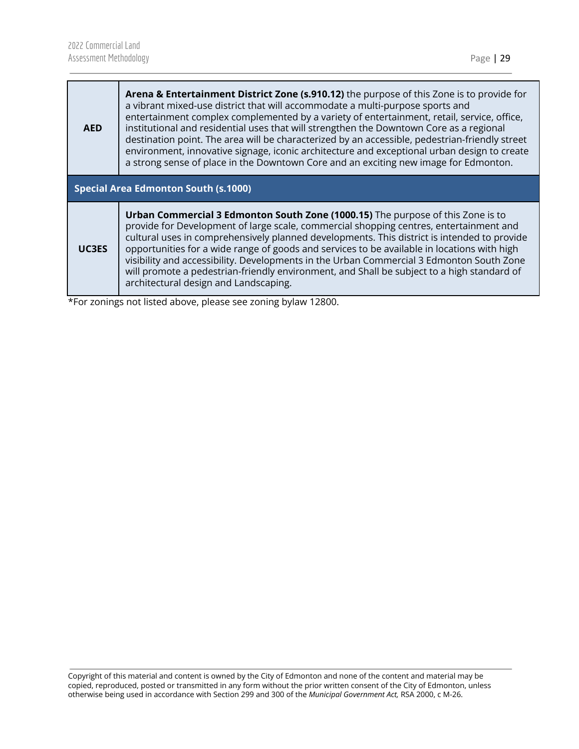| | |
|---|---|
| **AED** | **Arena & Entertainment District Zone (s.910.12)** the purpose of this Zone is to provide for a vibrant mixed-use district that will accommodate a multi-purpose sports and entertainment complex complemented by a variety of entertainment, retail, service, office, institutional and residential uses that will strengthen the Downtown Core as a regional destination point. The area will be characterized by an accessible, pedestrian-friendly street environment, innovative signage, iconic architecture and exceptional urban design to create a strong sense of place in the Downtown Core and an exciting new image for Edmonton. |
| **Special Area Edmonton South (s.1000)** | |
| **UC3ES** | **Urban Commercial 3 Edmonton South Zone (1000.15)** The purpose of this Zone is to provide for Development of large scale, commercial shopping centres, entertainment and cultural uses in comprehensively planned developments. This district is intended to provide opportunities for a wide range of goods and services to be available in locations with high visibility and accessibility. Developments in the Urban Commercial 3 Edmonton South Zone will promote a pedestrian-friendly environment, and Shall be subject to a high standard of architectural design and Landscaping. |

*For zonings not listed above, please see zoning bylaw 12800.

Copyright of this material and content is owned by the City of Edmonton and none of the content and material may be copied, reproduced, posted or transmitted in any form without the prior written consent of the City of Edmonton, unless otherwise being used in accordance with Section 299 and 300 of the *Municipal Government Act,* RSA 2000, c M-26.